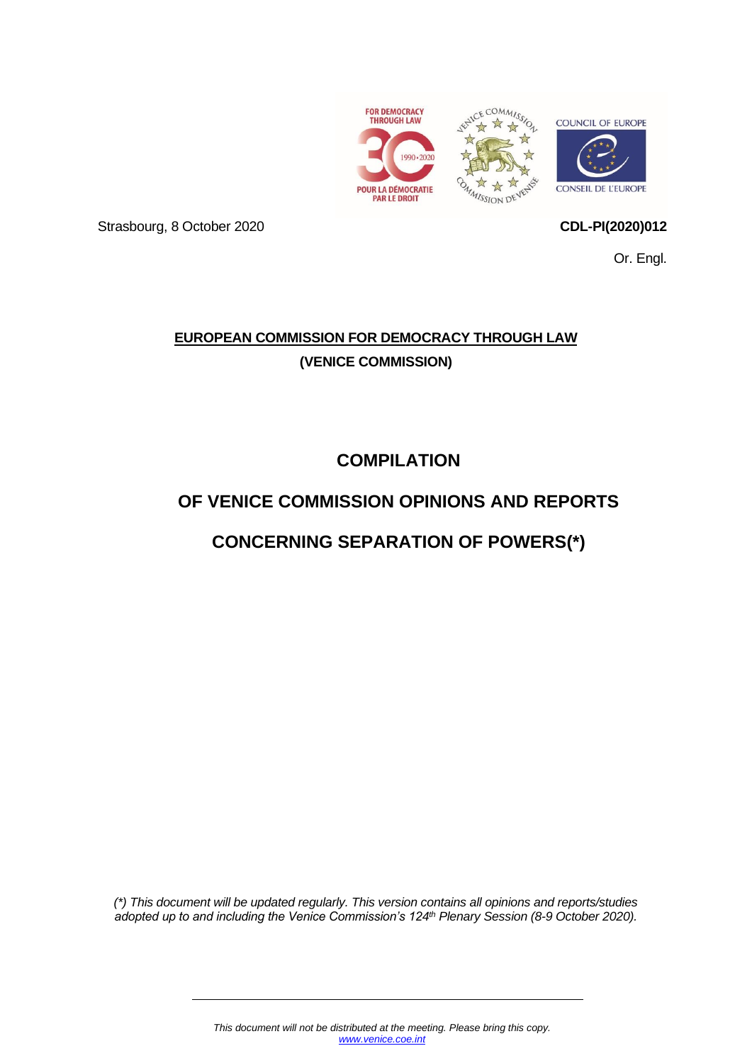Strasbourg, 8 October 2020

**CDL-PI(2020)012**

Or. Engl.

**EUROPEAN COMMISSION FOR DEMOCRACY THROUGH LAW**

**(VENICE COMMISSION)**

# COMPILATION

# OF VENICE COMMISSION OPINIONS AND REPORTS

# CONCERNING SEPARATION OF POWERS(*)

*(\*) This document will be updated regularly. This version contains all opinions and reports/studies adopted up to and including the Venice Commission's 124th Plenary Session (8-9 October 2020).*

*This document will not be distributed at the meeting. Please bring this copy.*
*www.venice.coe.int*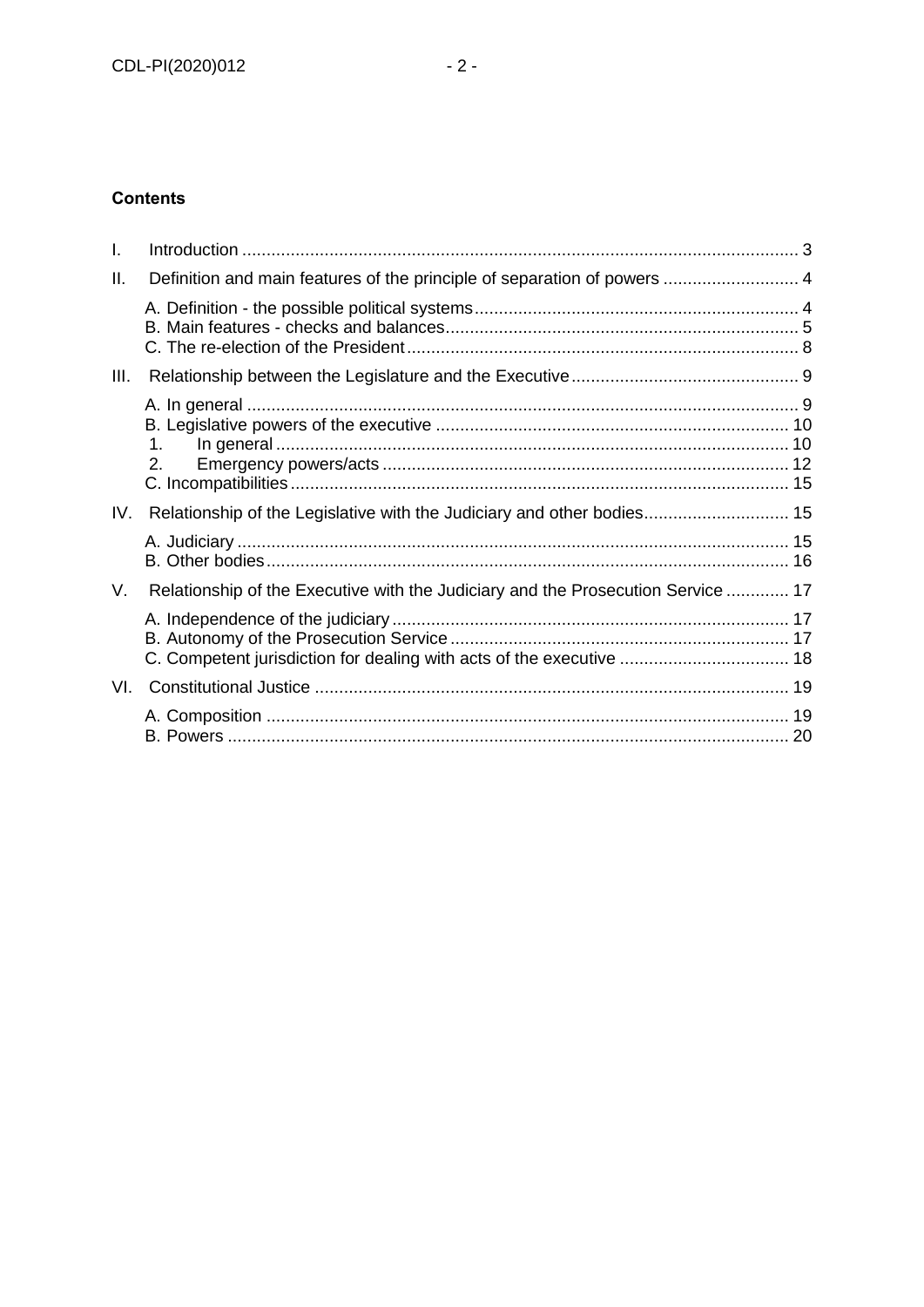**Contents**

I. Introduction .......... 3

II. Definition and main features of the principle of separation of powers .......... 4

A. Definition - the possible political systems .......... 4
B. Main features - checks and balances .......... 5
C. The re-election of the President .......... 8

III. Relationship between the Legislature and the Executive .......... 9

A. In general .......... 9
B. Legislative powers of the executive .......... 10
1. In general .......... 10
2. Emergency powers/acts .......... 12
C. Incompatibilities .......... 15

IV. Relationship of the Legislative with the Judiciary and other bodies .......... 15

A. Judiciary .......... 15
B. Other bodies .......... 16

V. Relationship of the Executive with the Judiciary and the Prosecution Service .......... 17

A. Independence of the judiciary .......... 17
B. Autonomy of the Prosecution Service .......... 17
C. Competent jurisdiction for dealing with acts of the executive .......... 18

VI. Constitutional Justice .......... 19

A. Composition .......... 19
B. Powers .......... 20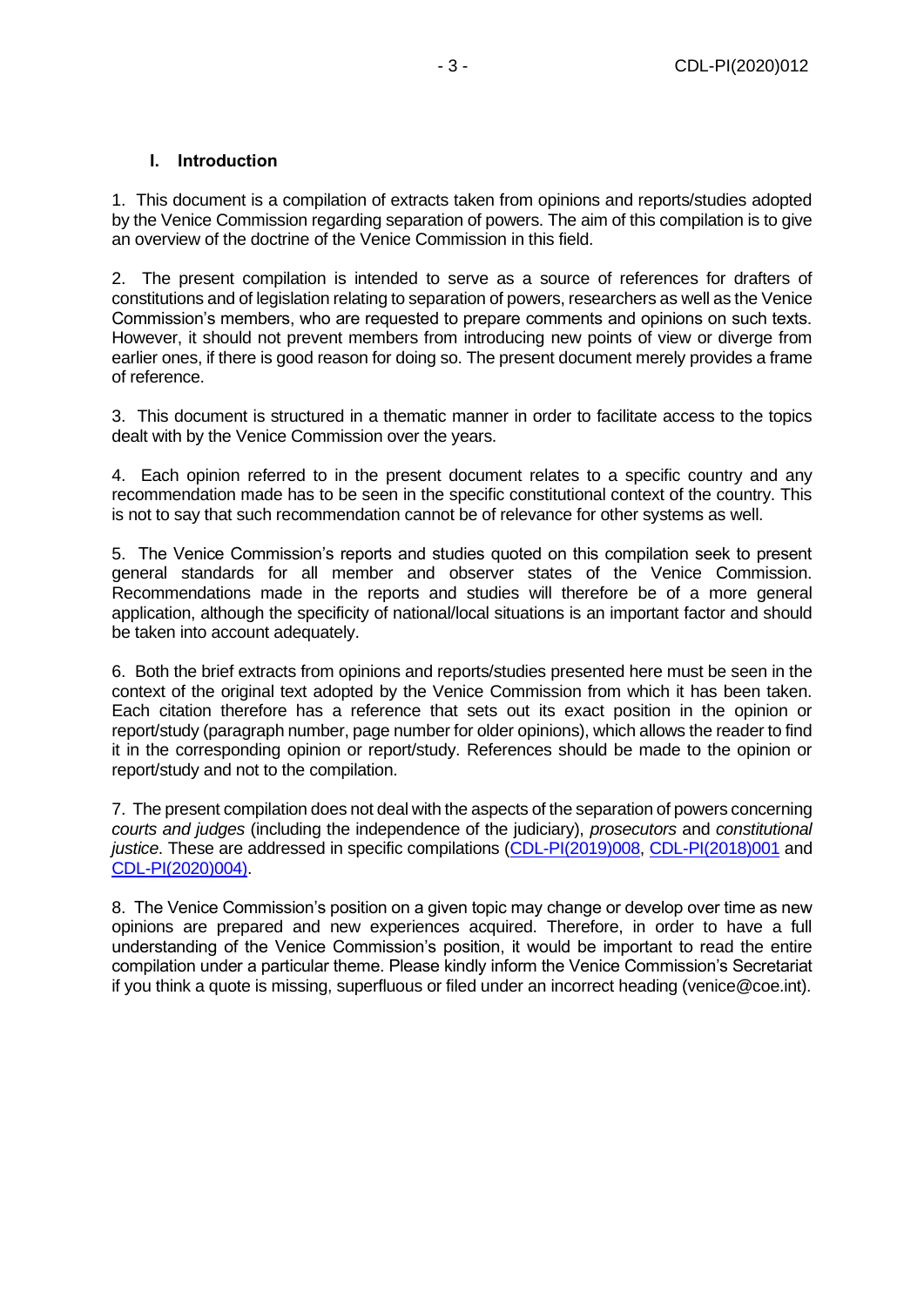## I. Introduction

1. This document is a compilation of extracts taken from opinions and reports/studies adopted by the Venice Commission regarding separation of powers. The aim of this compilation is to give an overview of the doctrine of the Venice Commission in this field.

2. The present compilation is intended to serve as a source of references for drafters of constitutions and of legislation relating to separation of powers, researchers as well as the Venice Commission's members, who are requested to prepare comments and opinions on such texts. However, it should not prevent members from introducing new points of view or diverge from earlier ones, if there is good reason for doing so. The present document merely provides a frame of reference.

3. This document is structured in a thematic manner in order to facilitate access to the topics dealt with by the Venice Commission over the years.

4. Each opinion referred to in the present document relates to a specific country and any recommendation made has to be seen in the specific constitutional context of the country. This is not to say that such recommendation cannot be of relevance for other systems as well.

5. The Venice Commission's reports and studies quoted on this compilation seek to present general standards for all member and observer states of the Venice Commission. Recommendations made in the reports and studies will therefore be of a more general application, although the specificity of national/local situations is an important factor and should be taken into account adequately.

6. Both the brief extracts from opinions and reports/studies presented here must be seen in the context of the original text adopted by the Venice Commission from which it has been taken. Each citation therefore has a reference that sets out its exact position in the opinion or report/study (paragraph number, page number for older opinions), which allows the reader to find it in the corresponding opinion or report/study. References should be made to the opinion or report/study and not to the compilation.

7. The present compilation does not deal with the aspects of the separation of powers concerning *courts and judges* (including the independence of the judiciary), *prosecutors* and *constitutional justice*. These are addressed in specific compilations (CDL-PI(2019)008, CDL-PI(2018)001 and CDL-PI(2020)004).

8. The Venice Commission's position on a given topic may change or develop over time as new opinions are prepared and new experiences acquired. Therefore, in order to have a full understanding of the Venice Commission's position, it would be important to read the entire compilation under a particular theme. Please kindly inform the Venice Commission's Secretariat if you think a quote is missing, superfluous or filed under an incorrect heading (venice@coe.int).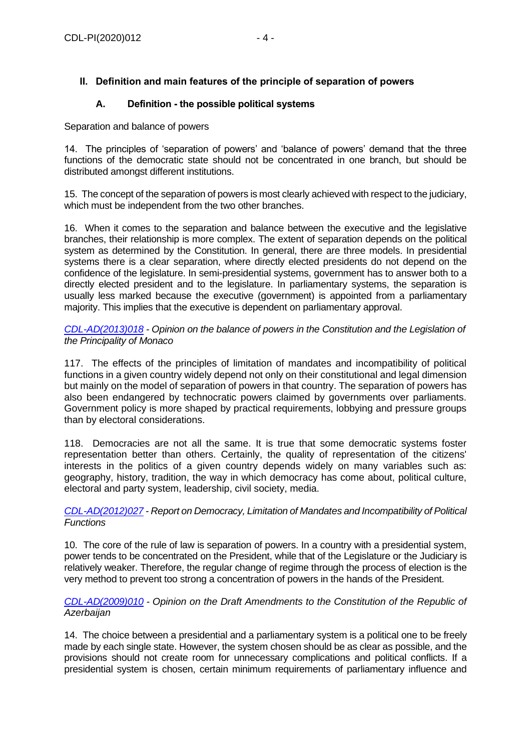## II. Definition and main features of the principle of separation of powers

### A. Definition - the possible political systems

Separation and balance of powers

14. The principles of 'separation of powers' and 'balance of powers' demand that the three functions of the democratic state should not be concentrated in one branch, but should be distributed amongst different institutions.

15. The concept of the separation of powers is most clearly achieved with respect to the judiciary, which must be independent from the two other branches.

16. When it comes to the separation and balance between the executive and the legislative branches, their relationship is more complex. The extent of separation depends on the political system as determined by the Constitution. In general, there are three models. In presidential systems there is a clear separation, where directly elected presidents do not depend on the confidence of the legislature. In semi-presidential systems, government has to answer both to a directly elected president and to the legislature. In parliamentary systems, the separation is usually less marked because the executive (government) is appointed from a parliamentary majority. This implies that the executive is dependent on parliamentary approval.

*CDL-AD(2013)018 - Opinion on the balance of powers in the Constitution and the Legislation of the Principality of Monaco*

117. The effects of the principles of limitation of mandates and incompatibility of political functions in a given country widely depend not only on their constitutional and legal dimension but mainly on the model of separation of powers in that country. The separation of powers has also been endangered by technocratic powers claimed by governments over parliaments. Government policy is more shaped by practical requirements, lobbying and pressure groups than by electoral considerations.

118. Democracies are not all the same. It is true that some democratic systems foster representation better than others. Certainly, the quality of representation of the citizens' interests in the politics of a given country depends widely on many variables such as: geography, history, tradition, the way in which democracy has come about, political culture, electoral and party system, leadership, civil society, media.

*CDL-AD(2012)027 - Report on Democracy, Limitation of Mandates and Incompatibility of Political Functions*

10. The core of the rule of law is separation of powers. In a country with a presidential system, power tends to be concentrated on the President, while that of the Legislature or the Judiciary is relatively weaker. Therefore, the regular change of regime through the process of election is the very method to prevent too strong a concentration of powers in the hands of the President.

*CDL-AD(2009)010 - Opinion on the Draft Amendments to the Constitution of the Republic of Azerbaijan*

14. The choice between a presidential and a parliamentary system is a political one to be freely made by each single state. However, the system chosen should be as clear as possible, and the provisions should not create room for unnecessary complications and political conflicts. If a presidential system is chosen, certain minimum requirements of parliamentary influence and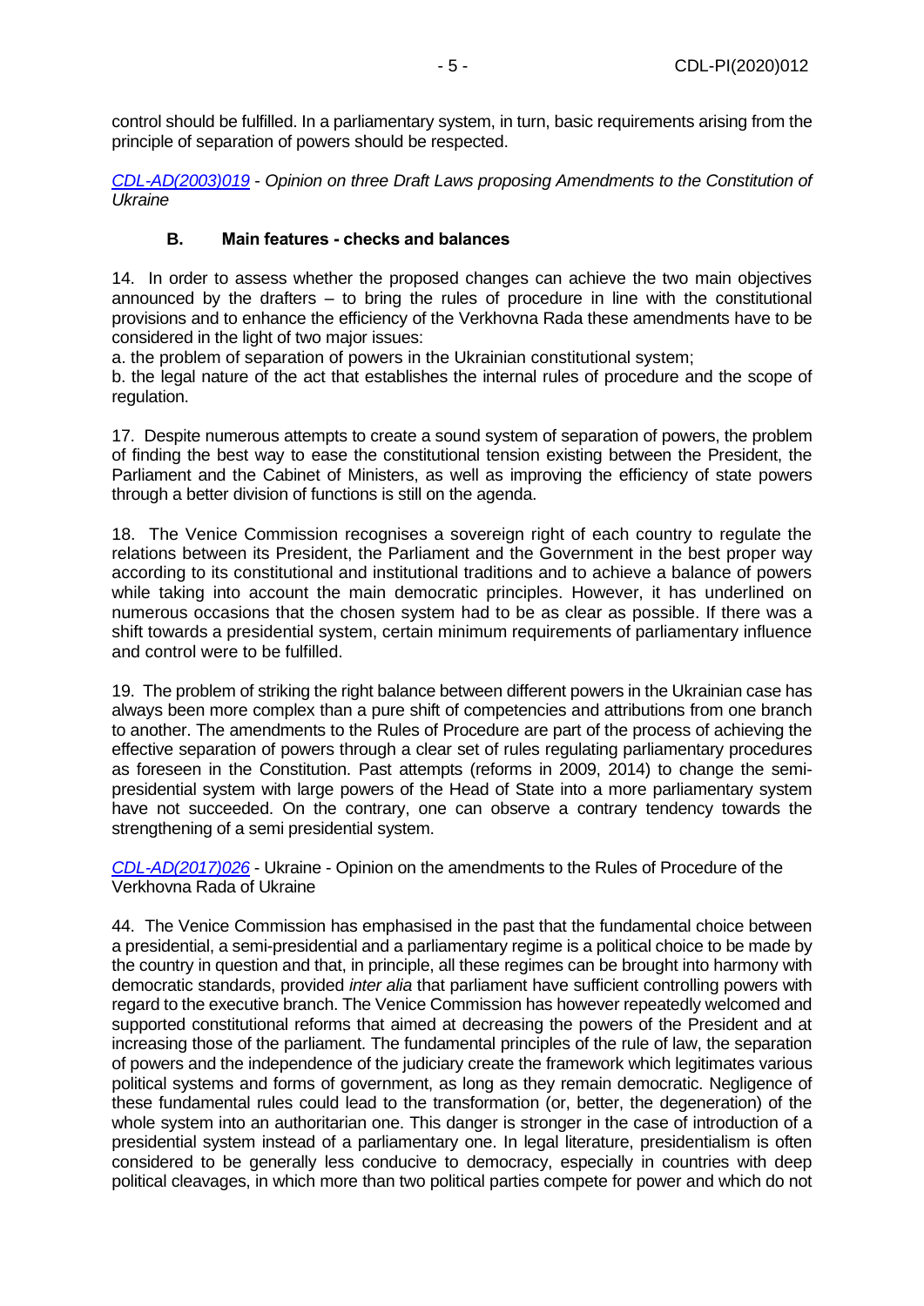control should be fulfilled. In a parliamentary system, in turn, basic requirements arising from the principle of separation of powers should be respected.

*CDL-AD(2003)019 - Opinion on three Draft Laws proposing Amendments to the Constitution of Ukraine*

### B. Main features - checks and balances

14. In order to assess whether the proposed changes can achieve the two main objectives announced by the drafters – to bring the rules of procedure in line with the constitutional provisions and to enhance the efficiency of the Verkhovna Rada these amendments have to be considered in the light of two major issues:
a. the problem of separation of powers in the Ukrainian constitutional system;
b. the legal nature of the act that establishes the internal rules of procedure and the scope of regulation.

17. Despite numerous attempts to create a sound system of separation of powers, the problem of finding the best way to ease the constitutional tension existing between the President, the Parliament and the Cabinet of Ministers, as well as improving the efficiency of state powers through a better division of functions is still on the agenda.

18. The Venice Commission recognises a sovereign right of each country to regulate the relations between its President, the Parliament and the Government in the best proper way according to its constitutional and institutional traditions and to achieve a balance of powers while taking into account the main democratic principles. However, it has underlined on numerous occasions that the chosen system had to be as clear as possible. If there was a shift towards a presidential system, certain minimum requirements of parliamentary influence and control were to be fulfilled.

19. The problem of striking the right balance between different powers in the Ukrainian case has always been more complex than a pure shift of competencies and attributions from one branch to another. The amendments to the Rules of Procedure are part of the process of achieving the effective separation of powers through a clear set of rules regulating parliamentary procedures as foreseen in the Constitution. Past attempts (reforms in 2009, 2014) to change the semi-presidential system with large powers of the Head of State into a more parliamentary system have not succeeded. On the contrary, one can observe a contrary tendency towards the strengthening of a semi presidential system.

*CDL-AD(2017)026* - Ukraine - Opinion on the amendments to the Rules of Procedure of the Verkhovna Rada of Ukraine

44. The Venice Commission has emphasised in the past that the fundamental choice between a presidential, a semi-presidential and a parliamentary regime is a political choice to be made by the country in question and that, in principle, all these regimes can be brought into harmony with democratic standards, provided *inter alia* that parliament have sufficient controlling powers with regard to the executive branch. The Venice Commission has however repeatedly welcomed and supported constitutional reforms that aimed at decreasing the powers of the President and at increasing those of the parliament. The fundamental principles of the rule of law, the separation of powers and the independence of the judiciary create the framework which legitimates various political systems and forms of government, as long as they remain democratic. Negligence of these fundamental rules could lead to the transformation (or, better, the degeneration) of the whole system into an authoritarian one. This danger is stronger in the case of introduction of a presidential system instead of a parliamentary one. In legal literature, presidentialism is often considered to be generally less conducive to democracy, especially in countries with deep political cleavages, in which more than two political parties compete for power and which do not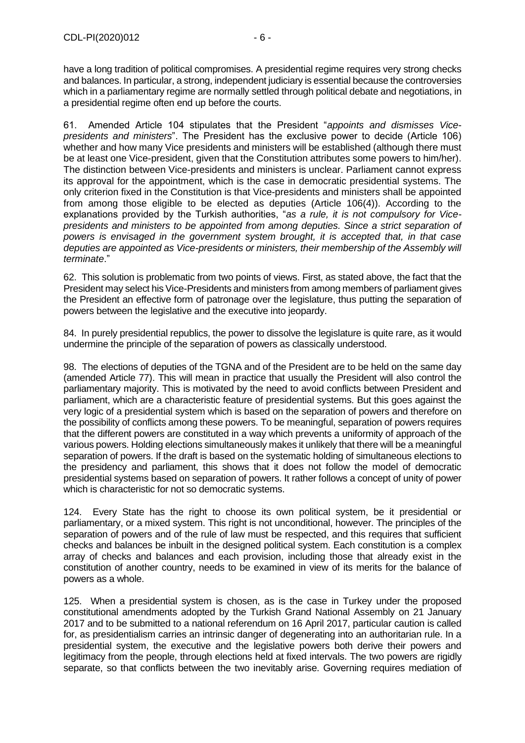have a long tradition of political compromises. A presidential regime requires very strong checks and balances. In particular, a strong, independent judiciary is essential because the controversies which in a parliamentary regime are normally settled through political debate and negotiations, in a presidential regime often end up before the courts.

61. Amended Article 104 stipulates that the President "*appoints and dismisses Vice-presidents and ministers*". The President has the exclusive power to decide (Article 106) whether and how many Vice presidents and ministers will be established (although there must be at least one Vice-president, given that the Constitution attributes some powers to him/her). The distinction between Vice-presidents and ministers is unclear. Parliament cannot express its approval for the appointment, which is the case in democratic presidential systems. The only criterion fixed in the Constitution is that Vice-presidents and ministers shall be appointed from among those eligible to be elected as deputies (Article 106(4)). According to the explanations provided by the Turkish authorities, "*as a rule, it is not compulsory for Vice-presidents and ministers to be appointed from among deputies. Since a strict separation of powers is envisaged in the government system brought, it is accepted that, in that case deputies are appointed as Vice-presidents or ministers, their membership of the Assembly will terminate*."

62. This solution is problematic from two points of views. First, as stated above, the fact that the President may select his Vice-Presidents and ministers from among members of parliament gives the President an effective form of patronage over the legislature, thus putting the separation of powers between the legislative and the executive into jeopardy.

84. In purely presidential republics, the power to dissolve the legislature is quite rare, as it would undermine the principle of the separation of powers as classically understood.

98. The elections of deputies of the TGNA and of the President are to be held on the same day (amended Article 77). This will mean in practice that usually the President will also control the parliamentary majority. This is motivated by the need to avoid conflicts between President and parliament, which are a characteristic feature of presidential systems. But this goes against the very logic of a presidential system which is based on the separation of powers and therefore on the possibility of conflicts among these powers. To be meaningful, separation of powers requires that the different powers are constituted in a way which prevents a uniformity of approach of the various powers. Holding elections simultaneously makes it unlikely that there will be a meaningful separation of powers. If the draft is based on the systematic holding of simultaneous elections to the presidency and parliament, this shows that it does not follow the model of democratic presidential systems based on separation of powers. It rather follows a concept of unity of power which is characteristic for not so democratic systems.

124. Every State has the right to choose its own political system, be it presidential or parliamentary, or a mixed system. This right is not unconditional, however. The principles of the separation of powers and of the rule of law must be respected, and this requires that sufficient checks and balances be inbuilt in the designed political system. Each constitution is a complex array of checks and balances and each provision, including those that already exist in the constitution of another country, needs to be examined in view of its merits for the balance of powers as a whole.

125. When a presidential system is chosen, as is the case in Turkey under the proposed constitutional amendments adopted by the Turkish Grand National Assembly on 21 January 2017 and to be submitted to a national referendum on 16 April 2017, particular caution is called for, as presidentialism carries an intrinsic danger of degenerating into an authoritarian rule. In a presidential system, the executive and the legislative powers both derive their powers and legitimacy from the people, through elections held at fixed intervals. The two powers are rigidly separate, so that conflicts between the two inevitably arise. Governing requires mediation of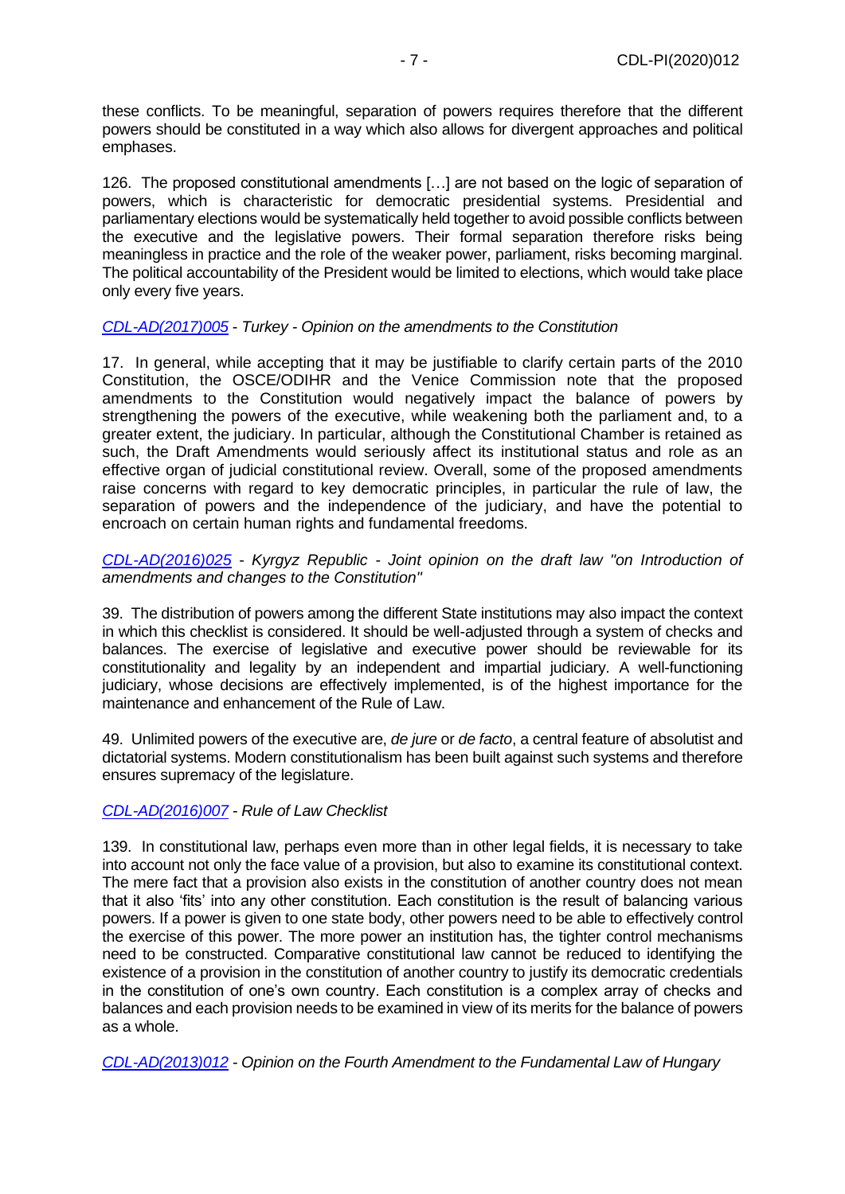these conflicts. To be meaningful, separation of powers requires therefore that the different powers should be constituted in a way which also allows for divergent approaches and political emphases.

126. The proposed constitutional amendments […] are not based on the logic of separation of powers, which is characteristic for democratic presidential systems. Presidential and parliamentary elections would be systematically held together to avoid possible conflicts between the executive and the legislative powers. Their formal separation therefore risks being meaningless in practice and the role of the weaker power, parliament, risks becoming marginal. The political accountability of the President would be limited to elections, which would take place only every five years.

*[CDL-AD(2017)005](CDL-AD(2017)005) - Turkey - Opinion on the amendments to the Constitution*

17. In general, while accepting that it may be justifiable to clarify certain parts of the 2010 Constitution, the OSCE/ODIHR and the Venice Commission note that the proposed amendments to the Constitution would negatively impact the balance of powers by strengthening the powers of the executive, while weakening both the parliament and, to a greater extent, the judiciary. In particular, although the Constitutional Chamber is retained as such, the Draft Amendments would seriously affect its institutional status and role as an effective organ of judicial constitutional review. Overall, some of the proposed amendments raise concerns with regard to key democratic principles, in particular the rule of law, the separation of powers and the independence of the judiciary, and have the potential to encroach on certain human rights and fundamental freedoms.

*[CDL-AD(2016)025](CDL-AD(2016)025) - Kyrgyz Republic - Joint opinion on the draft law "on Introduction of amendments and changes to the Constitution"*

39. The distribution of powers among the different State institutions may also impact the context in which this checklist is considered. It should be well-adjusted through a system of checks and balances. The exercise of legislative and executive power should be reviewable for its constitutionality and legality by an independent and impartial judiciary. A well-functioning judiciary, whose decisions are effectively implemented, is of the highest importance for the maintenance and enhancement of the Rule of Law.

49. Unlimited powers of the executive are, *de jure* or *de facto*, a central feature of absolutist and dictatorial systems. Modern constitutionalism has been built against such systems and therefore ensures supremacy of the legislature.

*[CDL-AD(2016)007](CDL-AD(2016)007) - Rule of Law Checklist*

139. In constitutional law, perhaps even more than in other legal fields, it is necessary to take into account not only the face value of a provision, but also to examine its constitutional context. The mere fact that a provision also exists in the constitution of another country does not mean that it also 'fits' into any other constitution. Each constitution is the result of balancing various powers. If a power is given to one state body, other powers need to be able to effectively control the exercise of this power. The more power an institution has, the tighter control mechanisms need to be constructed. Comparative constitutional law cannot be reduced to identifying the existence of a provision in the constitution of another country to justify its democratic credentials in the constitution of one's own country. Each constitution is a complex array of checks and balances and each provision needs to be examined in view of its merits for the balance of powers as a whole.

*[CDL-AD(2013)012](CDL-AD(2013)012) - Opinion on the Fourth Amendment to the Fundamental Law of Hungary*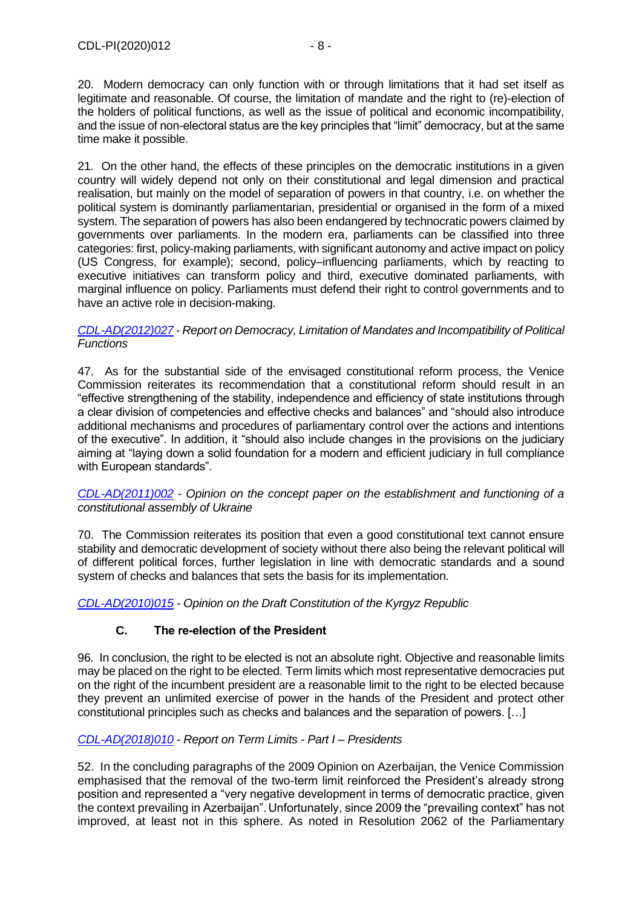20. Modern democracy can only function with or through limitations that it had set itself as legitimate and reasonable. Of course, the limitation of mandate and the right to (re)-election of the holders of political functions, as well as the issue of political and economic incompatibility, and the issue of non-electoral status are the key principles that "limit" democracy, but at the same time make it possible.

21. On the other hand, the effects of these principles on the democratic institutions in a given country will widely depend not only on their constitutional and legal dimension and practical realisation, but mainly on the model of separation of powers in that country, i.e. on whether the political system is dominantly parliamentarian, presidential or organised in the form of a mixed system. The separation of powers has also been endangered by technocratic powers claimed by governments over parliaments. In the modern era, parliaments can be classified into three categories: first, policy-making parliaments, with significant autonomy and active impact on policy (US Congress, for example); second, policy–influencing parliaments, which by reacting to executive initiatives can transform policy and third, executive dominated parliaments, with marginal influence on policy. Parliaments must defend their right to control governments and to have an active role in decision-making.

*CDL-AD(2012)027 - Report on Democracy, Limitation of Mandates and Incompatibility of Political Functions*

47. As for the substantial side of the envisaged constitutional reform process, the Venice Commission reiterates its recommendation that a constitutional reform should result in an "effective strengthening of the stability, independence and efficiency of state institutions through a clear division of competencies and effective checks and balances" and "should also introduce additional mechanisms and procedures of parliamentary control over the actions and intentions of the executive". In addition, it "should also include changes in the provisions on the judiciary aiming at "laying down a solid foundation for a modern and efficient judiciary in full compliance with European standards".

*CDL-AD(2011)002 - Opinion on the concept paper on the establishment and functioning of a constitutional assembly of Ukraine*

70. The Commission reiterates its position that even a good constitutional text cannot ensure stability and democratic development of society without there also being the relevant political will of different political forces, further legislation in line with democratic standards and a sound system of checks and balances that sets the basis for its implementation.

*CDL-AD(2010)015 - Opinion on the Draft Constitution of the Kyrgyz Republic*

### C. The re-election of the President

96. In conclusion, the right to be elected is not an absolute right. Objective and reasonable limits may be placed on the right to be elected. Term limits which most representative democracies put on the right of the incumbent president are a reasonable limit to the right to be elected because they prevent an unlimited exercise of power in the hands of the President and protect other constitutional principles such as checks and balances and the separation of powers. […]

*CDL-AD(2018)010 - Report on Term Limits - Part I – Presidents*

52. In the concluding paragraphs of the 2009 Opinion on Azerbaijan, the Venice Commission emphasised that the removal of the two-term limit reinforced the President's already strong position and represented a "very negative development in terms of democratic practice, given the context prevailing in Azerbaijan". Unfortunately, since 2009 the "prevailing context" has not improved, at least not in this sphere. As noted in Resolution 2062 of the Parliamentary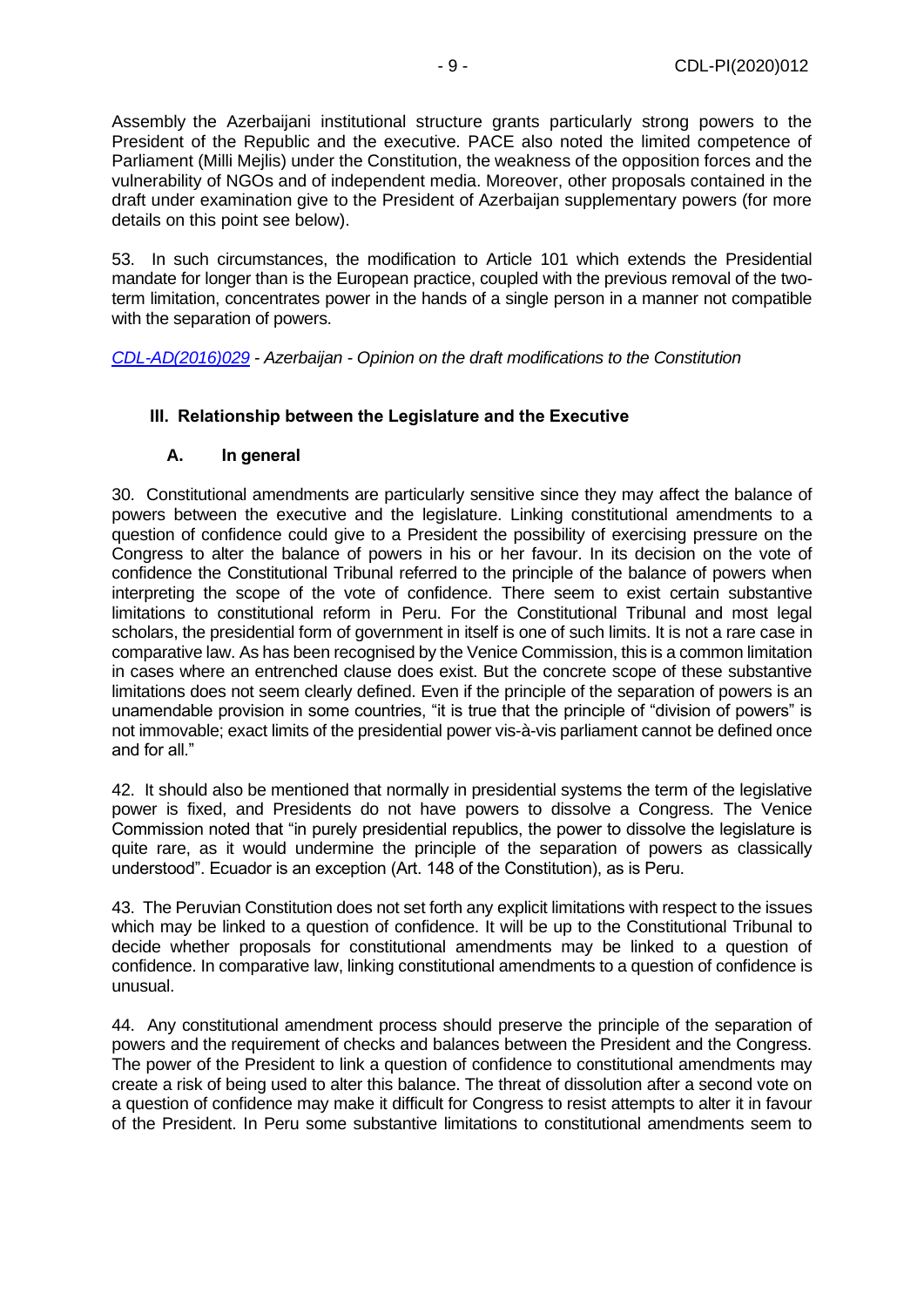Assembly the Azerbaijani institutional structure grants particularly strong powers to the President of the Republic and the executive. PACE also noted the limited competence of Parliament (Milli Mejlis) under the Constitution, the weakness of the opposition forces and the vulnerability of NGOs and of independent media. Moreover, other proposals contained in the draft under examination give to the President of Azerbaijan supplementary powers (for more details on this point see below).

53. In such circumstances, the modification to Article 101 which extends the Presidential mandate for longer than is the European practice, coupled with the previous removal of the two-term limitation, concentrates power in the hands of a single person in a manner not compatible with the separation of powers.

*CDL-AD(2016)029 - Azerbaijan - Opinion on the draft modifications to the Constitution*

## III. Relationship between the Legislature and the Executive

### A. In general

30. Constitutional amendments are particularly sensitive since they may affect the balance of powers between the executive and the legislature. Linking constitutional amendments to a question of confidence could give to a President the possibility of exercising pressure on the Congress to alter the balance of powers in his or her favour. In its decision on the vote of confidence the Constitutional Tribunal referred to the principle of the balance of powers when interpreting the scope of the vote of confidence. There seem to exist certain substantive limitations to constitutional reform in Peru. For the Constitutional Tribunal and most legal scholars, the presidential form of government in itself is one of such limits. It is not a rare case in comparative law. As has been recognised by the Venice Commission, this is a common limitation in cases where an entrenched clause does exist. But the concrete scope of these substantive limitations does not seem clearly defined. Even if the principle of the separation of powers is an unamendable provision in some countries, "it is true that the principle of "division of powers" is not immovable; exact limits of the presidential power vis-à-vis parliament cannot be defined once and for all."

42. It should also be mentioned that normally in presidential systems the term of the legislative power is fixed, and Presidents do not have powers to dissolve a Congress. The Venice Commission noted that "in purely presidential republics, the power to dissolve the legislature is quite rare, as it would undermine the principle of the separation of powers as classically understood". Ecuador is an exception (Art. 148 of the Constitution), as is Peru.

43. The Peruvian Constitution does not set forth any explicit limitations with respect to the issues which may be linked to a question of confidence. It will be up to the Constitutional Tribunal to decide whether proposals for constitutional amendments may be linked to a question of confidence. In comparative law, linking constitutional amendments to a question of confidence is unusual.

44. Any constitutional amendment process should preserve the principle of the separation of powers and the requirement of checks and balances between the President and the Congress. The power of the President to link a question of confidence to constitutional amendments may create a risk of being used to alter this balance. The threat of dissolution after a second vote on a question of confidence may make it difficult for Congress to resist attempts to alter it in favour of the President. In Peru some substantive limitations to constitutional amendments seem to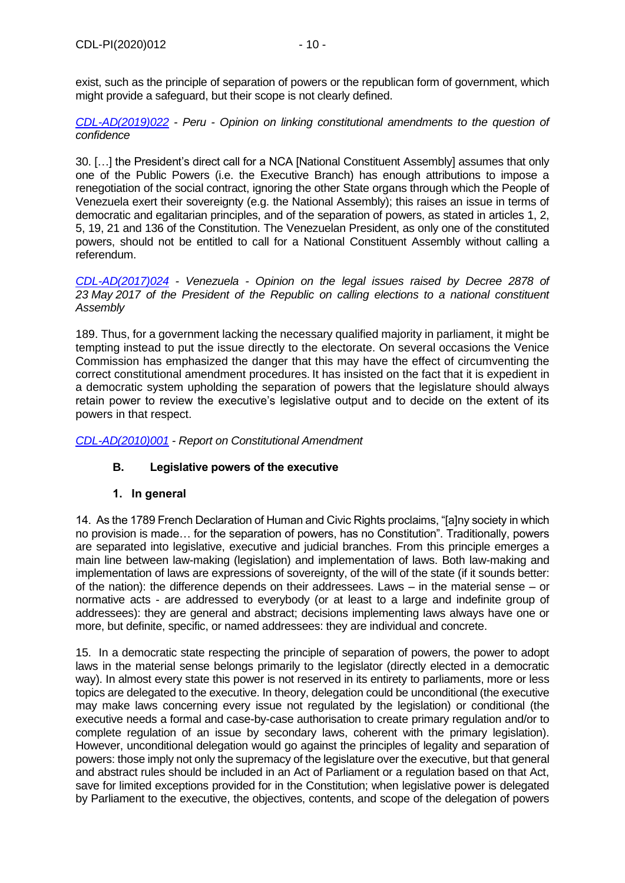exist, such as the principle of separation of powers or the republican form of government, which might provide a safeguard, but their scope is not clearly defined.

*CDL-AD(2019)022 - Peru - Opinion on linking constitutional amendments to the question of confidence*

30. […] the President's direct call for a NCA [National Constituent Assembly] assumes that only one of the Public Powers (i.e. the Executive Branch) has enough attributions to impose a renegotiation of the social contract, ignoring the other State organs through which the People of Venezuela exert their sovereignty (e.g. the National Assembly); this raises an issue in terms of democratic and egalitarian principles, and of the separation of powers, as stated in articles 1, 2, 5, 19, 21 and 136 of the Constitution. The Venezuelan President, as only one of the constituted powers, should not be entitled to call for a National Constituent Assembly without calling a referendum.

*CDL-AD(2017)024 - Venezuela - Opinion on the legal issues raised by Decree 2878 of 23 May 2017 of the President of the Republic on calling elections to a national constituent Assembly*

189. Thus, for a government lacking the necessary qualified majority in parliament, it might be tempting instead to put the issue directly to the electorate. On several occasions the Venice Commission has emphasized the danger that this may have the effect of circumventing the correct constitutional amendment procedures. It has insisted on the fact that it is expedient in a democratic system upholding the separation of powers that the legislature should always retain power to review the executive's legislative output and to decide on the extent of its powers in that respect.

*CDL-AD(2010)001 - Report on Constitutional Amendment*

## B. Legislative powers of the executive

### 1. In general

14. As the 1789 French Declaration of Human and Civic Rights proclaims, "[a]ny society in which no provision is made… for the separation of powers, has no Constitution". Traditionally, powers are separated into legislative, executive and judicial branches. From this principle emerges a main line between law-making (legislation) and implementation of laws. Both law-making and implementation of laws are expressions of sovereignty, of the will of the state (if it sounds better: of the nation): the difference depends on their addressees. Laws – in the material sense – or normative acts - are addressed to everybody (or at least to a large and indefinite group of addressees): they are general and abstract; decisions implementing laws always have one or more, but definite, specific, or named addressees: they are individual and concrete.

15. In a democratic state respecting the principle of separation of powers, the power to adopt laws in the material sense belongs primarily to the legislator (directly elected in a democratic way). In almost every state this power is not reserved in its entirety to parliaments, more or less topics are delegated to the executive. In theory, delegation could be unconditional (the executive may make laws concerning every issue not regulated by the legislation) or conditional (the executive needs a formal and case-by-case authorisation to create primary regulation and/or to complete regulation of an issue by secondary laws, coherent with the primary legislation). However, unconditional delegation would go against the principles of legality and separation of powers: those imply not only the supremacy of the legislature over the executive, but that general and abstract rules should be included in an Act of Parliament or a regulation based on that Act, save for limited exceptions provided for in the Constitution; when legislative power is delegated by Parliament to the executive, the objectives, contents, and scope of the delegation of powers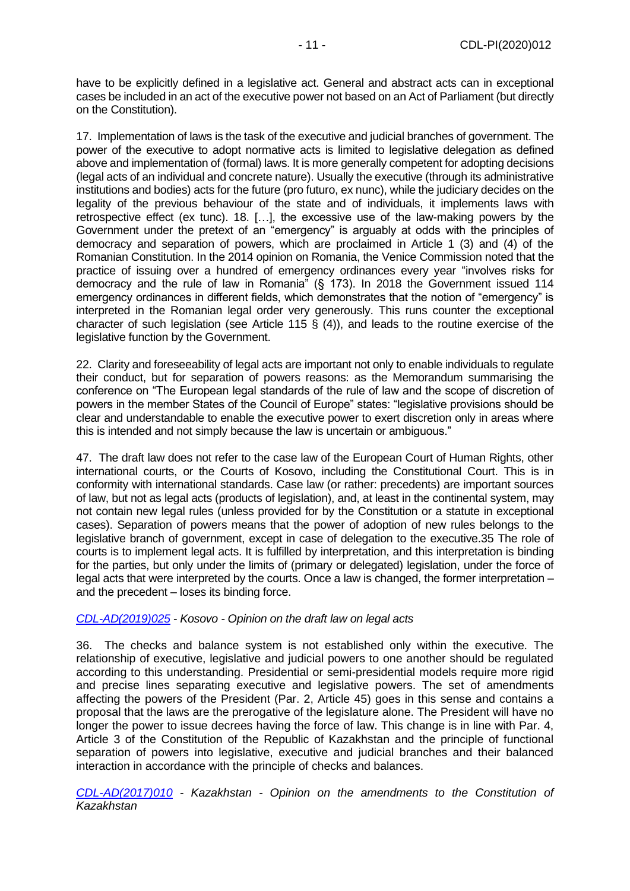have to be explicitly defined in a legislative act. General and abstract acts can in exceptional cases be included in an act of the executive power not based on an Act of Parliament (but directly on the Constitution).

17. Implementation of laws is the task of the executive and judicial branches of government. The power of the executive to adopt normative acts is limited to legislative delegation as defined above and implementation of (formal) laws. It is more generally competent for adopting decisions (legal acts of an individual and concrete nature). Usually the executive (through its administrative institutions and bodies) acts for the future (pro futuro, ex nunc), while the judiciary decides on the legality of the previous behaviour of the state and of individuals, it implements laws with retrospective effect (ex tunc). 18. […], the excessive use of the law-making powers by the Government under the pretext of an "emergency" is arguably at odds with the principles of democracy and separation of powers, which are proclaimed in Article 1 (3) and (4) of the Romanian Constitution. In the 2014 opinion on Romania, the Venice Commission noted that the practice of issuing over a hundred of emergency ordinances every year "involves risks for democracy and the rule of law in Romania" (§ 173). In 2018 the Government issued 114 emergency ordinances in different fields, which demonstrates that the notion of "emergency" is interpreted in the Romanian legal order very generously. This runs counter the exceptional character of such legislation (see Article 115 § (4)), and leads to the routine exercise of the legislative function by the Government.

22. Clarity and foreseeability of legal acts are important not only to enable individuals to regulate their conduct, but for separation of powers reasons: as the Memorandum summarising the conference on "The European legal standards of the rule of law and the scope of discretion of powers in the member States of the Council of Europe" states: "legislative provisions should be clear and understandable to enable the executive power to exert discretion only in areas where this is intended and not simply because the law is uncertain or ambiguous."

47. The draft law does not refer to the case law of the European Court of Human Rights, other international courts, or the Courts of Kosovo, including the Constitutional Court. This is in conformity with international standards. Case law (or rather: precedents) are important sources of law, but not as legal acts (products of legislation), and, at least in the continental system, may not contain new legal rules (unless provided for by the Constitution or a statute in exceptional cases). Separation of powers means that the power of adoption of new rules belongs to the legislative branch of government, except in case of delegation to the executive.35 The role of courts is to implement legal acts. It is fulfilled by interpretation, and this interpretation is binding for the parties, but only under the limits of (primary or delegated) legislation, under the force of legal acts that were interpreted by the courts. Once a law is changed, the former interpretation – and the precedent – loses its binding force.

*CDL-AD(2019)025 - Kosovo - Opinion on the draft law on legal acts*

36. The checks and balance system is not established only within the executive. The relationship of executive, legislative and judicial powers to one another should be regulated according to this understanding. Presidential or semi-presidential models require more rigid and precise lines separating executive and legislative powers. The set of amendments affecting the powers of the President (Par. 2, Article 45) goes in this sense and contains a proposal that the laws are the prerogative of the legislature alone. The President will have no longer the power to issue decrees having the force of law. This change is in line with Par. 4, Article 3 of the Constitution of the Republic of Kazakhstan and the principle of functional separation of powers into legislative, executive and judicial branches and their balanced interaction in accordance with the principle of checks and balances.

*CDL-AD(2017)010 - Kazakhstan - Opinion on the amendments to the Constitution of Kazakhstan*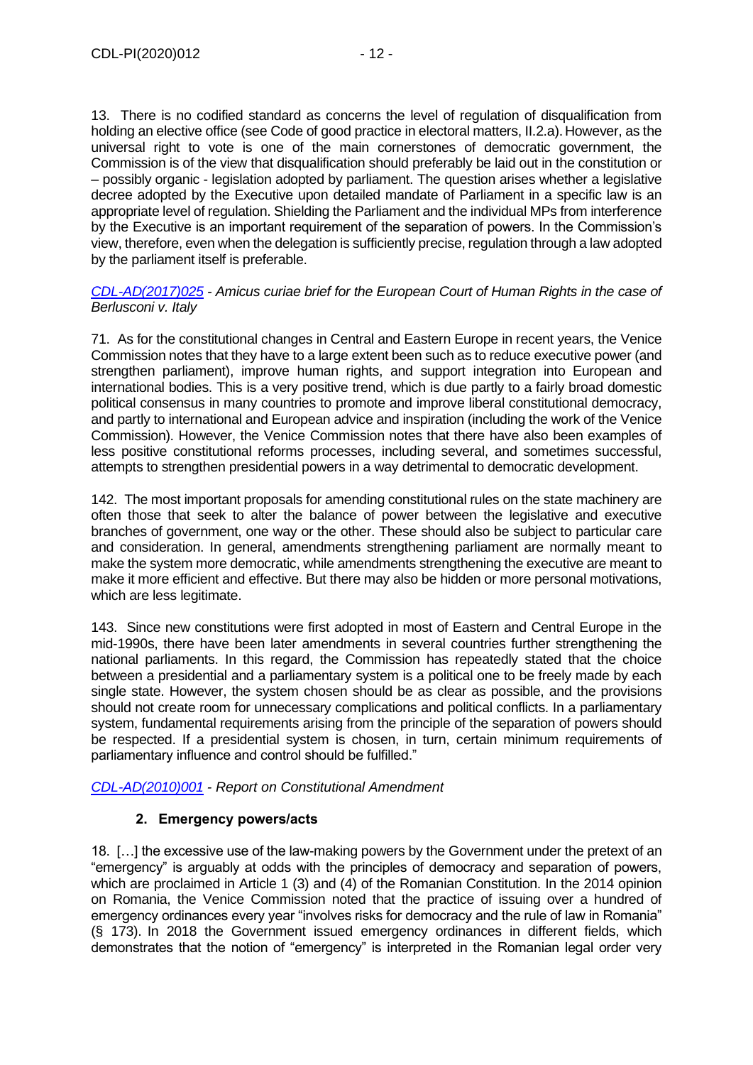13. There is no codified standard as concerns the level of regulation of disqualification from holding an elective office (see Code of good practice in electoral matters, II.2.a). However, as the universal right to vote is one of the main cornerstones of democratic government, the Commission is of the view that disqualification should preferably be laid out in the constitution or – possibly organic - legislation adopted by parliament. The question arises whether a legislative decree adopted by the Executive upon detailed mandate of Parliament in a specific law is an appropriate level of regulation. Shielding the Parliament and the individual MPs from interference by the Executive is an important requirement of the separation of powers. In the Commission's view, therefore, even when the delegation is sufficiently precise, regulation through a law adopted by the parliament itself is preferable.

*[CDL-AD(2017)025](CDL-AD(2017)025) - Amicus curiae brief for the European Court of Human Rights in the case of Berlusconi v. Italy*

71. As for the constitutional changes in Central and Eastern Europe in recent years, the Venice Commission notes that they have to a large extent been such as to reduce executive power (and strengthen parliament), improve human rights, and support integration into European and international bodies. This is a very positive trend, which is due partly to a fairly broad domestic political consensus in many countries to promote and improve liberal constitutional democracy, and partly to international and European advice and inspiration (including the work of the Venice Commission). However, the Venice Commission notes that there have also been examples of less positive constitutional reforms processes, including several, and sometimes successful, attempts to strengthen presidential powers in a way detrimental to democratic development.

142. The most important proposals for amending constitutional rules on the state machinery are often those that seek to alter the balance of power between the legislative and executive branches of government, one way or the other. These should also be subject to particular care and consideration. In general, amendments strengthening parliament are normally meant to make the system more democratic, while amendments strengthening the executive are meant to make it more efficient and effective. But there may also be hidden or more personal motivations, which are less legitimate.

143. Since new constitutions were first adopted in most of Eastern and Central Europe in the mid-1990s, there have been later amendments in several countries further strengthening the national parliaments. In this regard, the Commission has repeatedly stated that the choice between a presidential and a parliamentary system is a political one to be freely made by each single state. However, the system chosen should be as clear as possible, and the provisions should not create room for unnecessary complications and political conflicts. In a parliamentary system, fundamental requirements arising from the principle of the separation of powers should be respected. If a presidential system is chosen, in turn, certain minimum requirements of parliamentary influence and control should be fulfilled."

*[CDL-AD(2010)001](CDL-AD(2010)001) - Report on Constitutional Amendment*

### 2. Emergency powers/acts

18. […] the excessive use of the law-making powers by the Government under the pretext of an "emergency" is arguably at odds with the principles of democracy and separation of powers, which are proclaimed in Article 1 (3) and (4) of the Romanian Constitution. In the 2014 opinion on Romania, the Venice Commission noted that the practice of issuing over a hundred of emergency ordinances every year "involves risks for democracy and the rule of law in Romania" (§ 173). In 2018 the Government issued emergency ordinances in different fields, which demonstrates that the notion of "emergency" is interpreted in the Romanian legal order very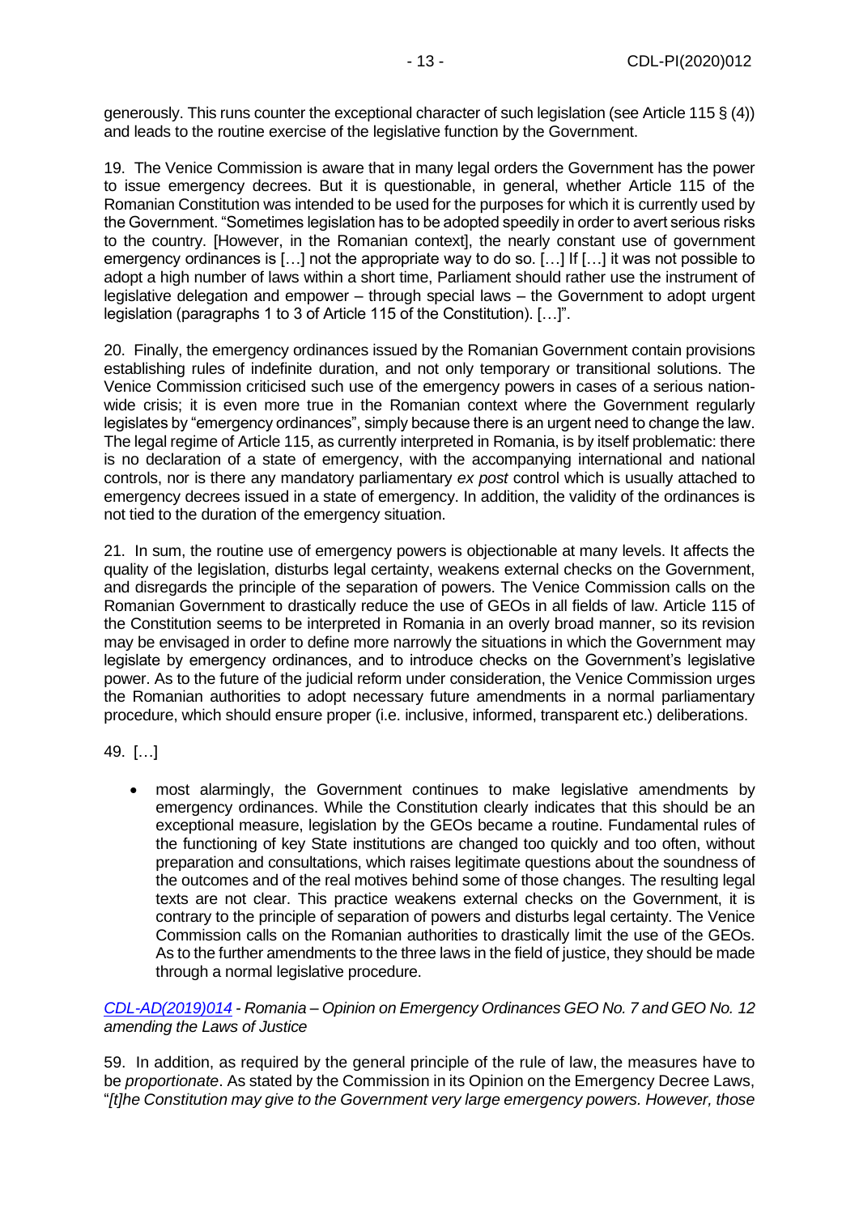generously. This runs counter the exceptional character of such legislation (see Article 115 § (4)) and leads to the routine exercise of the legislative function by the Government.

19. The Venice Commission is aware that in many legal orders the Government has the power to issue emergency decrees. But it is questionable, in general, whether Article 115 of the Romanian Constitution was intended to be used for the purposes for which it is currently used by the Government. "Sometimes legislation has to be adopted speedily in order to avert serious risks to the country. [However, in the Romanian context], the nearly constant use of government emergency ordinances is […] not the appropriate way to do so. […] If […] it was not possible to adopt a high number of laws within a short time, Parliament should rather use the instrument of legislative delegation and empower – through special laws – the Government to adopt urgent legislation (paragraphs 1 to 3 of Article 115 of the Constitution). […]".

20. Finally, the emergency ordinances issued by the Romanian Government contain provisions establishing rules of indefinite duration, and not only temporary or transitional solutions. The Venice Commission criticised such use of the emergency powers in cases of a serious nation-wide crisis; it is even more true in the Romanian context where the Government regularly legislates by "emergency ordinances", simply because there is an urgent need to change the law. The legal regime of Article 115, as currently interpreted in Romania, is by itself problematic: there is no declaration of a state of emergency, with the accompanying international and national controls, nor is there any mandatory parliamentary *ex post* control which is usually attached to emergency decrees issued in a state of emergency. In addition, the validity of the ordinances is not tied to the duration of the emergency situation.

21. In sum, the routine use of emergency powers is objectionable at many levels. It affects the quality of the legislation, disturbs legal certainty, weakens external checks on the Government, and disregards the principle of the separation of powers. The Venice Commission calls on the Romanian Government to drastically reduce the use of GEOs in all fields of law. Article 115 of the Constitution seems to be interpreted in Romania in an overly broad manner, so its revision may be envisaged in order to define more narrowly the situations in which the Government may legislate by emergency ordinances, and to introduce checks on the Government's legislative power. As to the future of the judicial reform under consideration, the Venice Commission urges the Romanian authorities to adopt necessary future amendments in a normal parliamentary procedure, which should ensure proper (i.e. inclusive, informed, transparent etc.) deliberations.

49. […]

- most alarmingly, the Government continues to make legislative amendments by emergency ordinances. While the Constitution clearly indicates that this should be an exceptional measure, legislation by the GEOs became a routine. Fundamental rules of the functioning of key State institutions are changed too quickly and too often, without preparation and consultations, which raises legitimate questions about the soundness of the outcomes and of the real motives behind some of those changes. The resulting legal texts are not clear. This practice weakens external checks on the Government, it is contrary to the principle of separation of powers and disturbs legal certainty. The Venice Commission calls on the Romanian authorities to drastically limit the use of the GEOs. As to the further amendments to the three laws in the field of justice, they should be made through a normal legislative procedure.

*CDL-AD(2019)014 - Romania – Opinion on Emergency Ordinances GEO No. 7 and GEO No. 12 amending the Laws of Justice*

59. In addition, as required by the general principle of the rule of law, the measures have to be *proportionate*. As stated by the Commission in its Opinion on the Emergency Decree Laws, "*[t]he Constitution may give to the Government very large emergency powers. However, those*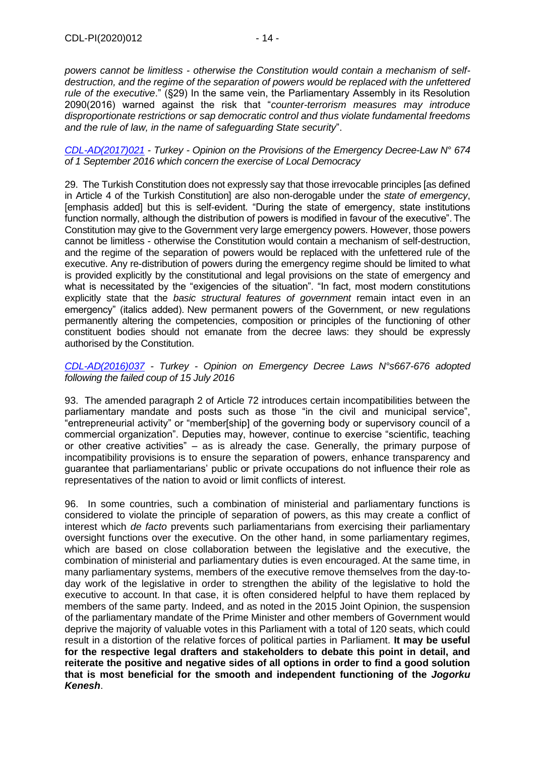*powers cannot be limitless - otherwise the Constitution would contain a mechanism of self-destruction, and the regime of the separation of powers would be replaced with the unfettered rule of the executive*." (§29) In the same vein, the Parliamentary Assembly in its Resolution 2090(2016) warned against the risk that "*counter-terrorism measures may introduce disproportionate restrictions or sap democratic control and thus violate fundamental freedoms and the rule of law, in the name of safeguarding State security*".

*CDL-AD(2017)021 - Turkey - Opinion on the Provisions of the Emergency Decree-Law N° 674 of 1 September 2016 which concern the exercise of Local Democracy*

29. The Turkish Constitution does not expressly say that those irrevocable principles [as defined in Article 4 of the Turkish Constitution] are also non-derogable under the *state of emergency*, [emphasis added] but this is self-evident. "During the state of emergency, state institutions function normally, although the distribution of powers is modified in favour of the executive". The Constitution may give to the Government very large emergency powers. However, those powers cannot be limitless - otherwise the Constitution would contain a mechanism of self-destruction, and the regime of the separation of powers would be replaced with the unfettered rule of the executive. Any re-distribution of powers during the emergency regime should be limited to what is provided explicitly by the constitutional and legal provisions on the state of emergency and what is necessitated by the "exigencies of the situation". "In fact, most modern constitutions explicitly state that the *basic structural features of government* remain intact even in an emergency" (italics added). New permanent powers of the Government, or new regulations permanently altering the competencies, composition or principles of the functioning of other constituent bodies should not emanate from the decree laws: they should be expressly authorised by the Constitution.

*CDL-AD(2016)037 - Turkey - Opinion on Emergency Decree Laws N°s667-676 adopted following the failed coup of 15 July 2016*

93. The amended paragraph 2 of Article 72 introduces certain incompatibilities between the parliamentary mandate and posts such as those "in the civil and municipal service", "entrepreneurial activity" or "member[ship] of the governing body or supervisory council of a commercial organization". Deputies may, however, continue to exercise "scientific, teaching or other creative activities" – as is already the case. Generally, the primary purpose of incompatibility provisions is to ensure the separation of powers, enhance transparency and guarantee that parliamentarians' public or private occupations do not influence their role as representatives of the nation to avoid or limit conflicts of interest.

96. In some countries, such a combination of ministerial and parliamentary functions is considered to violate the principle of separation of powers, as this may create a conflict of interest which *de facto* prevents such parliamentarians from exercising their parliamentary oversight functions over the executive. On the other hand, in some parliamentary regimes, which are based on close collaboration between the legislative and the executive, the combination of ministerial and parliamentary duties is even encouraged. At the same time, in many parliamentary systems, members of the executive remove themselves from the day-to-day work of the legislative in order to strengthen the ability of the legislative to hold the executive to account. In that case, it is often considered helpful to have them replaced by members of the same party. Indeed, and as noted in the 2015 Joint Opinion, the suspension of the parliamentary mandate of the Prime Minister and other members of Government would deprive the majority of valuable votes in this Parliament with a total of 120 seats, which could result in a distortion of the relative forces of political parties in Parliament. **It may be useful for the respective legal drafters and stakeholders to debate this point in detail, and reiterate the positive and negative sides of all options in order to find a good solution that is most beneficial for the smooth and independent functioning of the *Jogorku Kenesh***.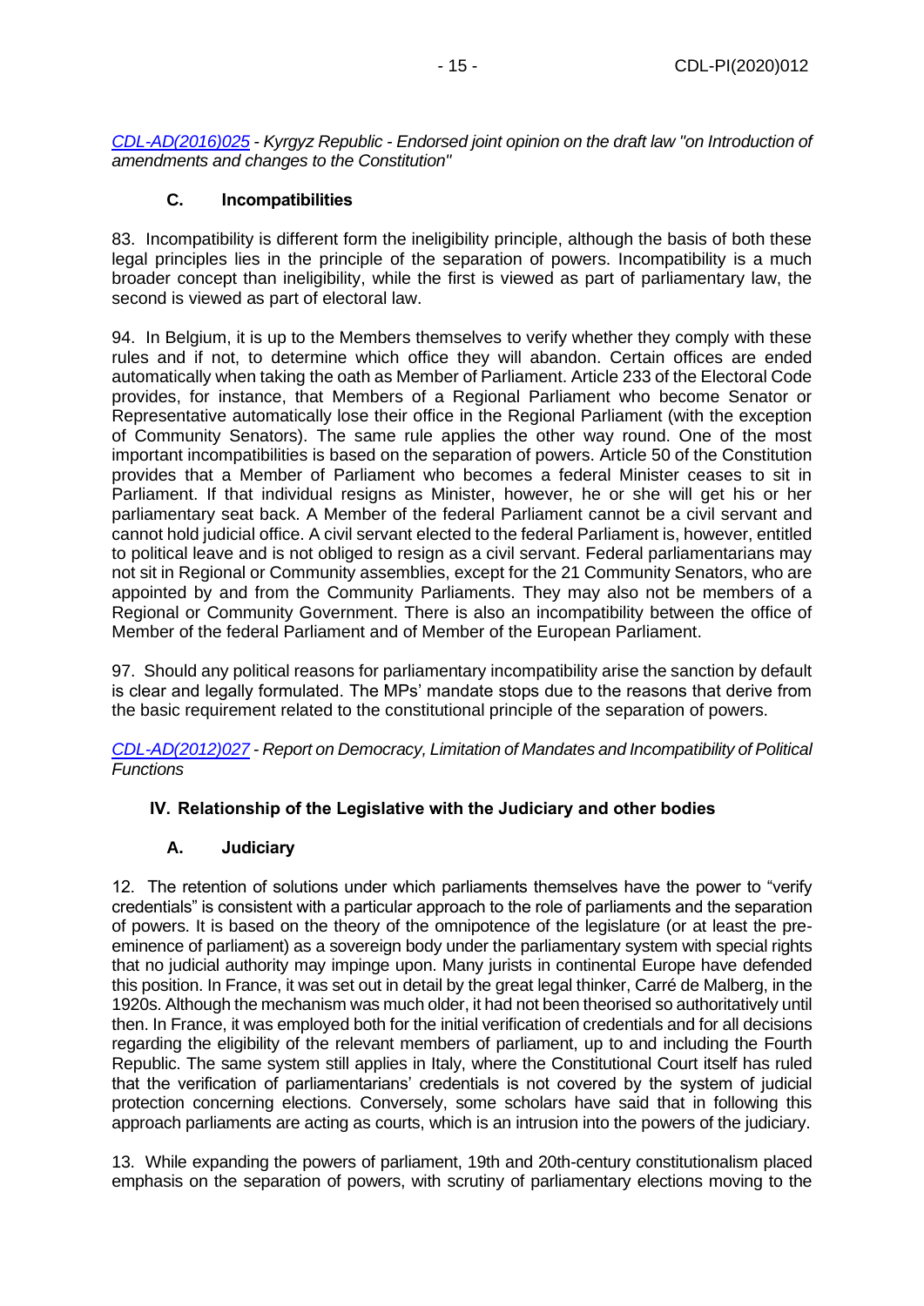[CDL-AD(2016)025](#) - *Kyrgyz Republic - Endorsed joint opinion on the draft law "on Introduction of amendments and changes to the Constitution"*

### C. Incompatibilities

83. Incompatibility is different form the ineligibility principle, although the basis of both these legal principles lies in the principle of the separation of powers. Incompatibility is a much broader concept than ineligibility, while the first is viewed as part of parliamentary law, the second is viewed as part of electoral law.

94. In Belgium, it is up to the Members themselves to verify whether they comply with these rules and if not, to determine which office they will abandon. Certain offices are ended automatically when taking the oath as Member of Parliament. Article 233 of the Electoral Code provides, for instance, that Members of a Regional Parliament who become Senator or Representative automatically lose their office in the Regional Parliament (with the exception of Community Senators). The same rule applies the other way round. One of the most important incompatibilities is based on the separation of powers. Article 50 of the Constitution provides that a Member of Parliament who becomes a federal Minister ceases to sit in Parliament. If that individual resigns as Minister, however, he or she will get his or her parliamentary seat back. A Member of the federal Parliament cannot be a civil servant and cannot hold judicial office. A civil servant elected to the federal Parliament is, however, entitled to political leave and is not obliged to resign as a civil servant. Federal parliamentarians may not sit in Regional or Community assemblies, except for the 21 Community Senators, who are appointed by and from the Community Parliaments. They may also not be members of a Regional or Community Government. There is also an incompatibility between the office of Member of the federal Parliament and of Member of the European Parliament.

97. Should any political reasons for parliamentary incompatibility arise the sanction by default is clear and legally formulated. The MPs' mandate stops due to the reasons that derive from the basic requirement related to the constitutional principle of the separation of powers.

[CDL-AD(2012)027](#) - *Report on Democracy, Limitation of Mandates and Incompatibility of Political Functions*

## IV. Relationship of the Legislative with the Judiciary and other bodies

### A. Judiciary

12. The retention of solutions under which parliaments themselves have the power to "verify credentials" is consistent with a particular approach to the role of parliaments and the separation of powers. It is based on the theory of the omnipotence of the legislature (or at least the pre-eminence of parliament) as a sovereign body under the parliamentary system with special rights that no judicial authority may impinge upon. Many jurists in continental Europe have defended this position. In France, it was set out in detail by the great legal thinker, Carré de Malberg, in the 1920s. Although the mechanism was much older, it had not been theorised so authoritatively until then. In France, it was employed both for the initial verification of credentials and for all decisions regarding the eligibility of the relevant members of parliament, up to and including the Fourth Republic. The same system still applies in Italy, where the Constitutional Court itself has ruled that the verification of parliamentarians' credentials is not covered by the system of judicial protection concerning elections. Conversely, some scholars have said that in following this approach parliaments are acting as courts, which is an intrusion into the powers of the judiciary.

13. While expanding the powers of parliament, 19th and 20th-century constitutionalism placed emphasis on the separation of powers, with scrutiny of parliamentary elections moving to the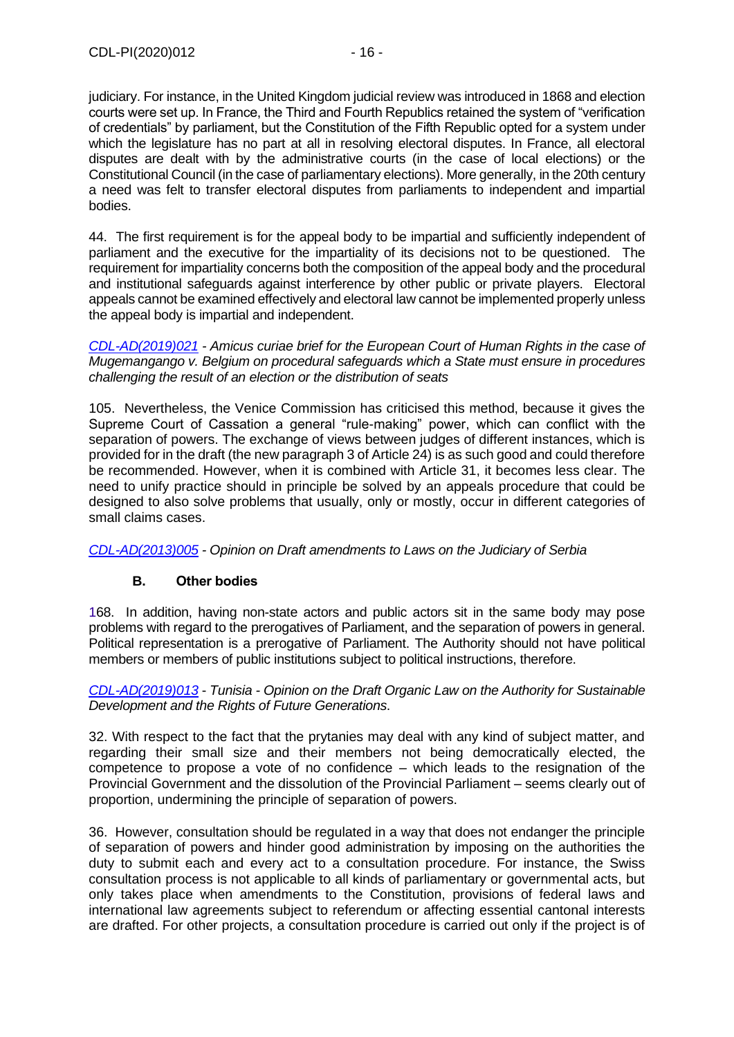judiciary. For instance, in the United Kingdom judicial review was introduced in 1868 and election courts were set up. In France, the Third and Fourth Republics retained the system of "verification of credentials" by parliament, but the Constitution of the Fifth Republic opted for a system under which the legislature has no part at all in resolving electoral disputes. In France, all electoral disputes are dealt with by the administrative courts (in the case of local elections) or the Constitutional Council (in the case of parliamentary elections). More generally, in the 20th century a need was felt to transfer electoral disputes from parliaments to independent and impartial bodies.

44. The first requirement is for the appeal body to be impartial and sufficiently independent of parliament and the executive for the impartiality of its decisions not to be questioned. The requirement for impartiality concerns both the composition of the appeal body and the procedural and institutional safeguards against interference by other public or private players. Electoral appeals cannot be examined effectively and electoral law cannot be implemented properly unless the appeal body is impartial and independent.

*CDL-AD(2019)021 - Amicus curiae brief for the European Court of Human Rights in the case of Mugemangango v. Belgium on procedural safeguards which a State must ensure in procedures challenging the result of an election or the distribution of seats*

105. Nevertheless, the Venice Commission has criticised this method, because it gives the Supreme Court of Cassation a general "rule-making" power, which can conflict with the separation of powers. The exchange of views between judges of different instances, which is provided for in the draft (the new paragraph 3 of Article 24) is as such good and could therefore be recommended. However, when it is combined with Article 31, it becomes less clear. The need to unify practice should in principle be solved by an appeals procedure that could be designed to also solve problems that usually, only or mostly, occur in different categories of small claims cases.

*CDL-AD(2013)005 - Opinion on Draft amendments to Laws on the Judiciary of Serbia*

### B. Other bodies

168. In addition, having non-state actors and public actors sit in the same body may pose problems with regard to the prerogatives of Parliament, and the separation of powers in general. Political representation is a prerogative of Parliament. The Authority should not have political members or members of public institutions subject to political instructions, therefore.

*CDL-AD(2019)013 - Tunisia - Opinion on the Draft Organic Law on the Authority for Sustainable Development and the Rights of Future Generations.*

32. With respect to the fact that the prytanies may deal with any kind of subject matter, and regarding their small size and their members not being democratically elected, the competence to propose a vote of no confidence – which leads to the resignation of the Provincial Government and the dissolution of the Provincial Parliament – seems clearly out of proportion, undermining the principle of separation of powers.

36. However, consultation should be regulated in a way that does not endanger the principle of separation of powers and hinder good administration by imposing on the authorities the duty to submit each and every act to a consultation procedure. For instance, the Swiss consultation process is not applicable to all kinds of parliamentary or governmental acts, but only takes place when amendments to the Constitution, provisions of federal laws and international law agreements subject to referendum or affecting essential cantonal interests are drafted. For other projects, a consultation procedure is carried out only if the project is of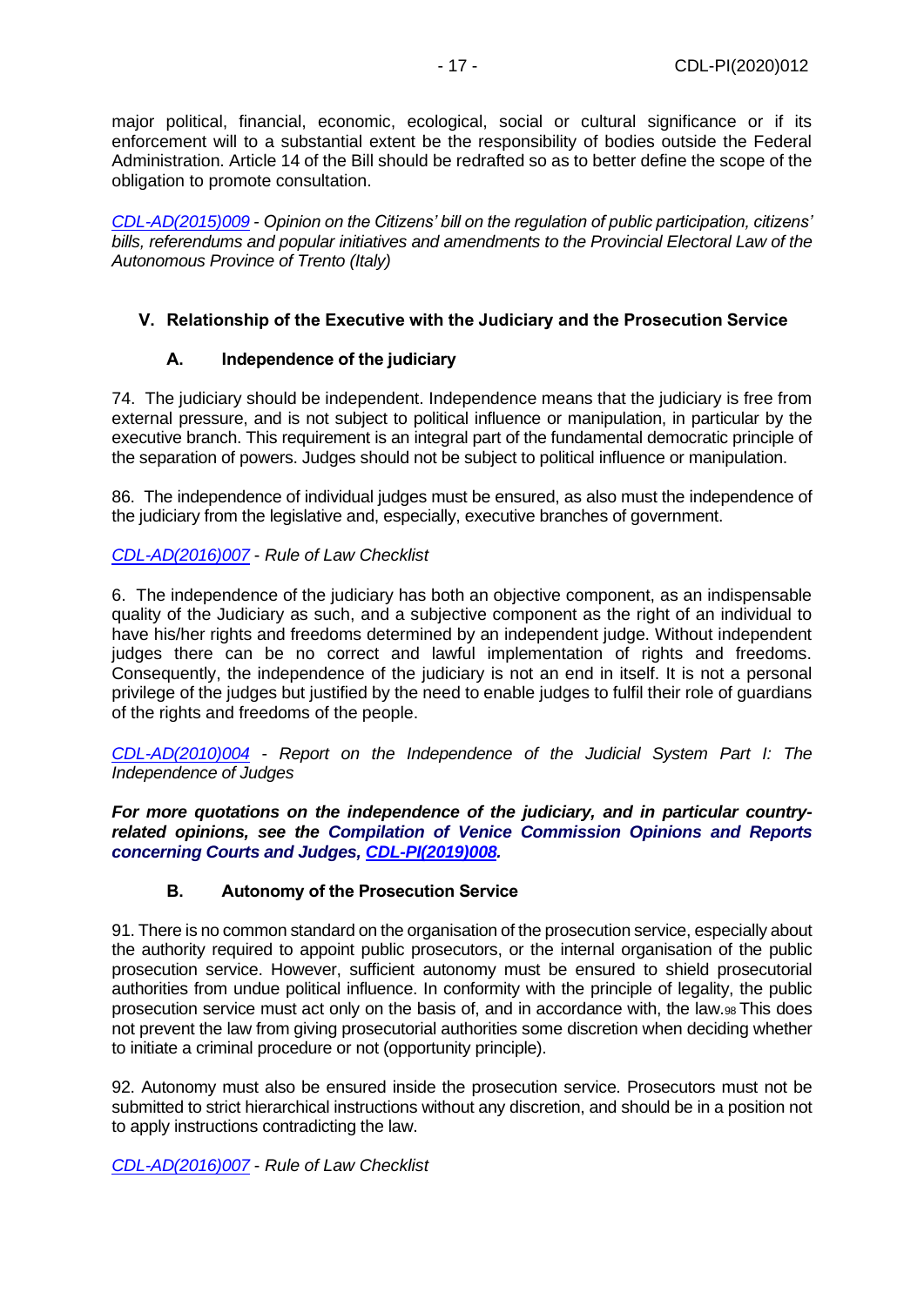major political, financial, economic, ecological, social or cultural significance or if its enforcement will to a substantial extent be the responsibility of bodies outside the Federal Administration. Article 14 of the Bill should be redrafted so as to better define the scope of the obligation to promote consultation.

*CDL-AD(2015)009 - Opinion on the Citizens' bill on the regulation of public participation, citizens' bills, referendums and popular initiatives and amendments to the Provincial Electoral Law of the Autonomous Province of Trento (Italy)*

## V. Relationship of the Executive with the Judiciary and the Prosecution Service

### A. Independence of the judiciary

74. The judiciary should be independent. Independence means that the judiciary is free from external pressure, and is not subject to political influence or manipulation, in particular by the executive branch. This requirement is an integral part of the fundamental democratic principle of the separation of powers. Judges should not be subject to political influence or manipulation.

86. The independence of individual judges must be ensured, as also must the independence of the judiciary from the legislative and, especially, executive branches of government.

*CDL-AD(2016)007 - Rule of Law Checklist*

6. The independence of the judiciary has both an objective component, as an indispensable quality of the Judiciary as such, and a subjective component as the right of an individual to have his/her rights and freedoms determined by an independent judge. Without independent judges there can be no correct and lawful implementation of rights and freedoms. Consequently, the independence of the judiciary is not an end in itself. It is not a personal privilege of the judges but justified by the need to enable judges to fulfil their role of guardians of the rights and freedoms of the people.

*CDL-AD(2010)004 - Report on the Independence of the Judicial System Part I: The Independence of Judges*

***For more quotations on the independence of the judiciary, and in particular country-related opinions, see the Compilation of Venice Commission Opinions and Reports concerning Courts and Judges, CDL-PI(2019)008.***

### B. Autonomy of the Prosecution Service

91. There is no common standard on the organisation of the prosecution service, especially about the authority required to appoint public prosecutors, or the internal organisation of the public prosecution service. However, sufficient autonomy must be ensured to shield prosecutorial authorities from undue political influence. In conformity with the principle of legality, the public prosecution service must act only on the basis of, and in accordance with, the law.[98] This does not prevent the law from giving prosecutorial authorities some discretion when deciding whether to initiate a criminal procedure or not (opportunity principle).

92. Autonomy must also be ensured inside the prosecution service. Prosecutors must not be submitted to strict hierarchical instructions without any discretion, and should be in a position not to apply instructions contradicting the law.

*CDL-AD(2016)007 - Rule of Law Checklist*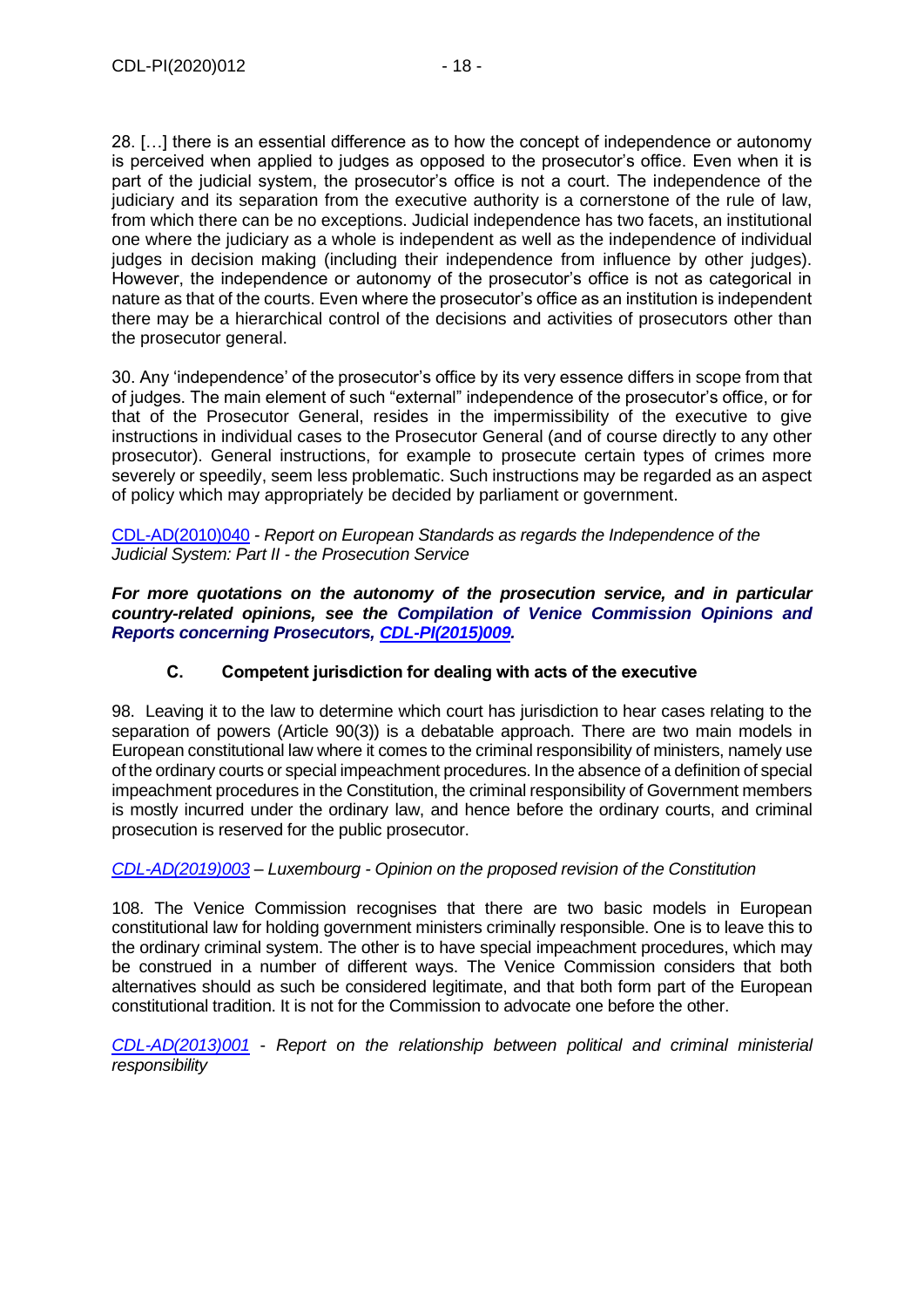28. […] there is an essential difference as to how the concept of independence or autonomy is perceived when applied to judges as opposed to the prosecutor's office. Even when it is part of the judicial system, the prosecutor's office is not a court. The independence of the judiciary and its separation from the executive authority is a cornerstone of the rule of law, from which there can be no exceptions. Judicial independence has two facets, an institutional one where the judiciary as a whole is independent as well as the independence of individual judges in decision making (including their independence from influence by other judges). However, the independence or autonomy of the prosecutor's office is not as categorical in nature as that of the courts. Even where the prosecutor's office as an institution is independent there may be a hierarchical control of the decisions and activities of prosecutors other than the prosecutor general.

30. Any 'independence' of the prosecutor's office by its very essence differs in scope from that of judges. The main element of such "external" independence of the prosecutor's office, or for that of the Prosecutor General, resides in the impermissibility of the executive to give instructions in individual cases to the Prosecutor General (and of course directly to any other prosecutor). General instructions, for example to prosecute certain types of crimes more severely or speedily, seem less problematic. Such instructions may be regarded as an aspect of policy which may appropriately be decided by parliament or government.

CDL-AD(2010)040 - *Report on European Standards as regards the Independence of the Judicial System: Part II - the Prosecution Service*

***For more quotations on the autonomy of the prosecution service, and in particular country-related opinions, see the Compilation of Venice Commission Opinions and Reports concerning Prosecutors, CDL-PI(2015)009.***

### C. Competent jurisdiction for dealing with acts of the executive

98. Leaving it to the law to determine which court has jurisdiction to hear cases relating to the separation of powers (Article 90(3)) is a debatable approach. There are two main models in European constitutional law where it comes to the criminal responsibility of ministers, namely use of the ordinary courts or special impeachment procedures. In the absence of a definition of special impeachment procedures in the Constitution, the criminal responsibility of Government members is mostly incurred under the ordinary law, and hence before the ordinary courts, and criminal prosecution is reserved for the public prosecutor.

*CDL-AD(2019)003 – Luxembourg - Opinion on the proposed revision of the Constitution*

108. The Venice Commission recognises that there are two basic models in European constitutional law for holding government ministers criminally responsible. One is to leave this to the ordinary criminal system. The other is to have special impeachment procedures, which may be construed in a number of different ways. The Venice Commission considers that both alternatives should as such be considered legitimate, and that both form part of the European constitutional tradition. It is not for the Commission to advocate one before the other.

*CDL-AD(2013)001 - Report on the relationship between political and criminal ministerial responsibility*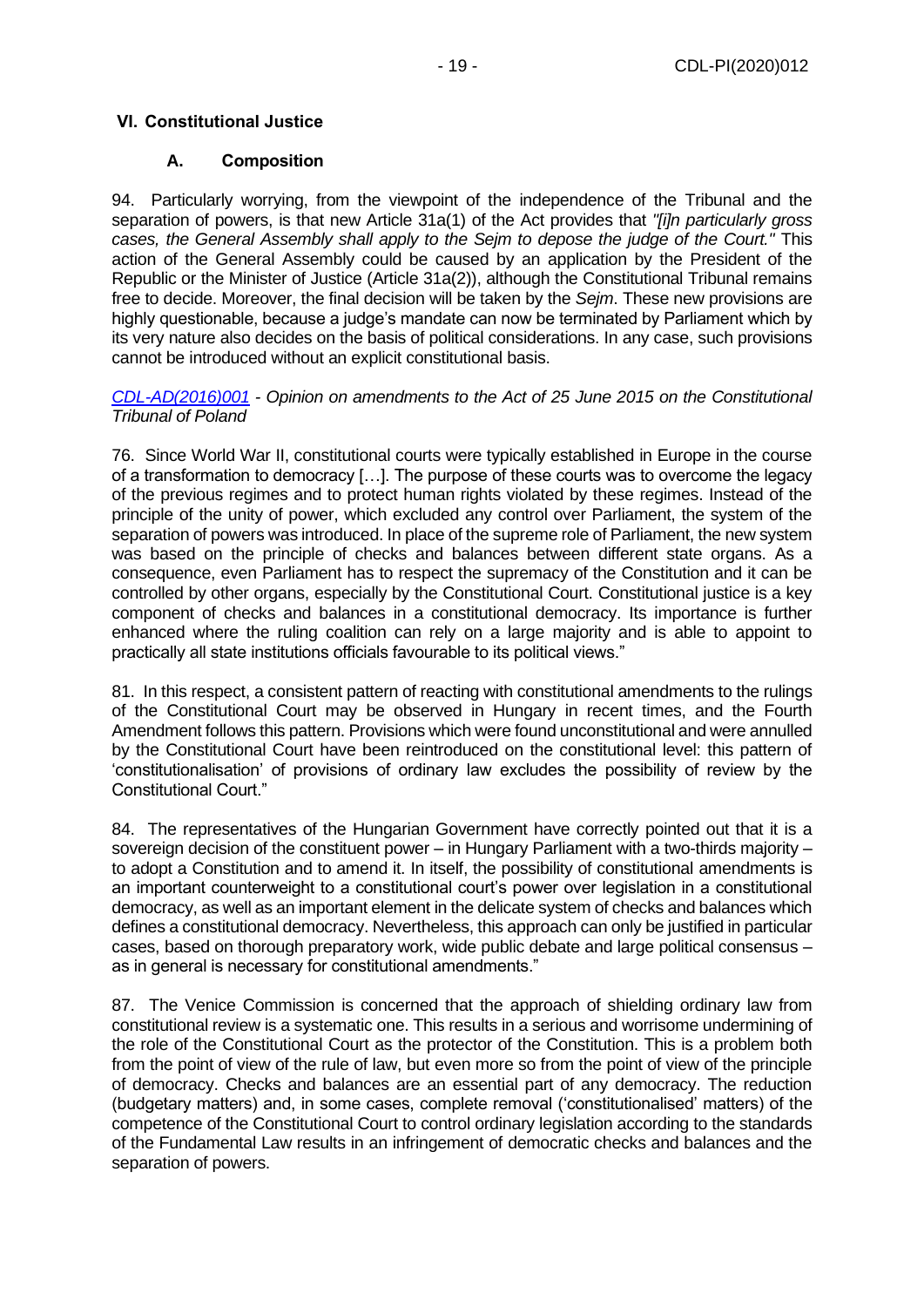## VI. Constitutional Justice

### A. Composition

94. Particularly worrying, from the viewpoint of the independence of the Tribunal and the separation of powers, is that new Article 31a(1) of the Act provides that *"[i]n particularly gross cases, the General Assembly shall apply to the Sejm to depose the judge of the Court."* This action of the General Assembly could be caused by an application by the President of the Republic or the Minister of Justice (Article 31a(2)), although the Constitutional Tribunal remains free to decide. Moreover, the final decision will be taken by the *Sejm*. These new provisions are highly questionable, because a judge's mandate can now be terminated by Parliament which by its very nature also decides on the basis of political considerations. In any case, such provisions cannot be introduced without an explicit constitutional basis.

*CDL-AD(2016)001 - Opinion on amendments to the Act of 25 June 2015 on the Constitutional Tribunal of Poland*

76. Since World War II, constitutional courts were typically established in Europe in the course of a transformation to democracy […]. The purpose of these courts was to overcome the legacy of the previous regimes and to protect human rights violated by these regimes. Instead of the principle of the unity of power, which excluded any control over Parliament, the system of the separation of powers was introduced. In place of the supreme role of Parliament, the new system was based on the principle of checks and balances between different state organs. As a consequence, even Parliament has to respect the supremacy of the Constitution and it can be controlled by other organs, especially by the Constitutional Court. Constitutional justice is a key component of checks and balances in a constitutional democracy. Its importance is further enhanced where the ruling coalition can rely on a large majority and is able to appoint to practically all state institutions officials favourable to its political views."

81. In this respect, a consistent pattern of reacting with constitutional amendments to the rulings of the Constitutional Court may be observed in Hungary in recent times, and the Fourth Amendment follows this pattern. Provisions which were found unconstitutional and were annulled by the Constitutional Court have been reintroduced on the constitutional level: this pattern of 'constitutionalisation' of provisions of ordinary law excludes the possibility of review by the Constitutional Court."

84. The representatives of the Hungarian Government have correctly pointed out that it is a sovereign decision of the constituent power – in Hungary Parliament with a two-thirds majority – to adopt a Constitution and to amend it. In itself, the possibility of constitutional amendments is an important counterweight to a constitutional court's power over legislation in a constitutional democracy, as well as an important element in the delicate system of checks and balances which defines a constitutional democracy. Nevertheless, this approach can only be justified in particular cases, based on thorough preparatory work, wide public debate and large political consensus – as in general is necessary for constitutional amendments."

87. The Venice Commission is concerned that the approach of shielding ordinary law from constitutional review is a systematic one. This results in a serious and worrisome undermining of the role of the Constitutional Court as the protector of the Constitution. This is a problem both from the point of view of the rule of law, but even more so from the point of view of the principle of democracy. Checks and balances are an essential part of any democracy. The reduction (budgetary matters) and, in some cases, complete removal ('constitutionalised' matters) of the competence of the Constitutional Court to control ordinary legislation according to the standards of the Fundamental Law results in an infringement of democratic checks and balances and the separation of powers.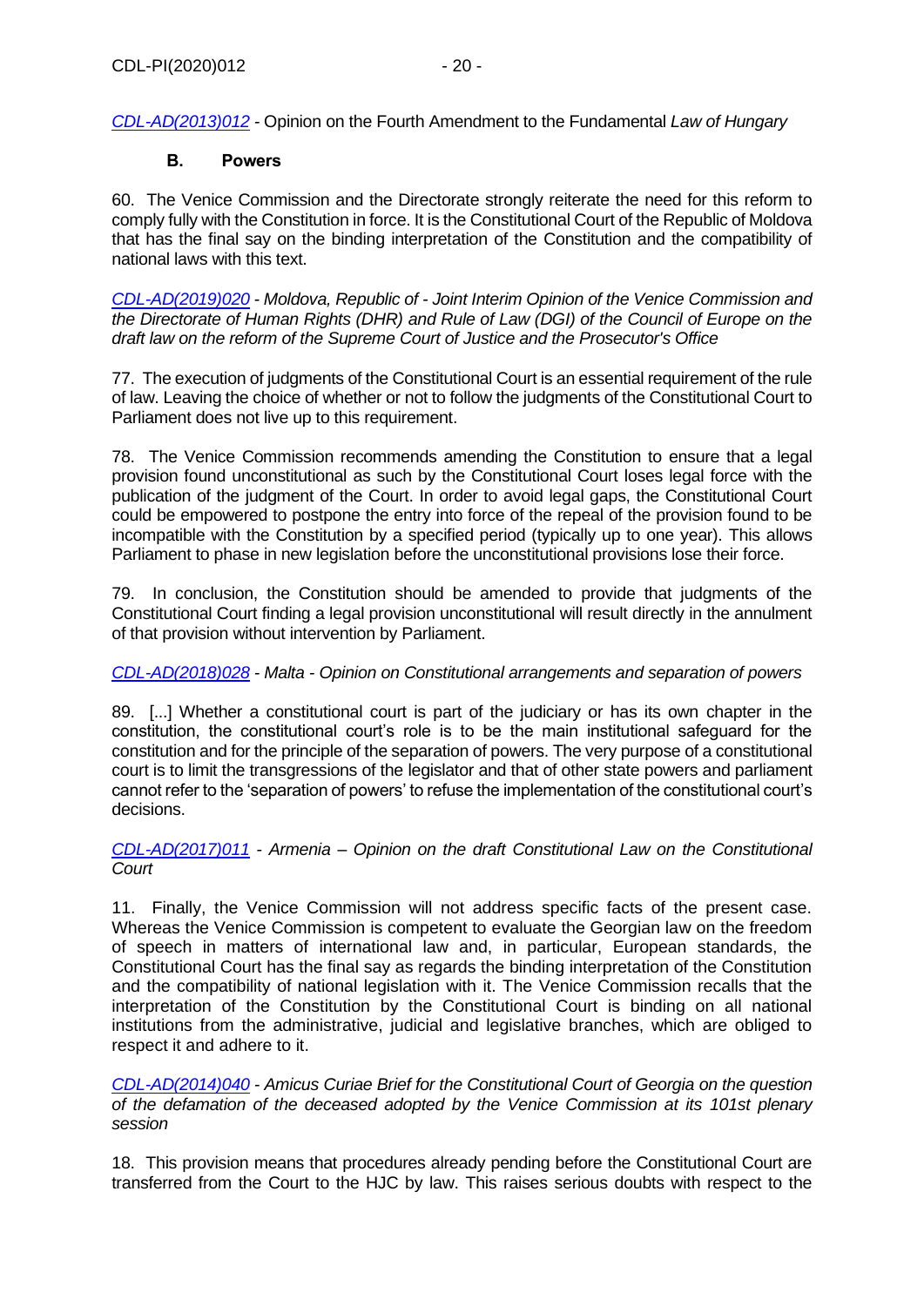[CDL-AD(2013)012](CDL-AD(2013)012) - Opinion on the Fourth Amendment to the Fundamental *Law of Hungary*

### B. Powers

60. The Venice Commission and the Directorate strongly reiterate the need for this reform to comply fully with the Constitution in force. It is the Constitutional Court of the Republic of Moldova that has the final say on the binding interpretation of the Constitution and the compatibility of national laws with this text.

*[CDL-AD(2019)020](CDL-AD(2019)020) - Moldova, Republic of - Joint Interim Opinion of the Venice Commission and the Directorate of Human Rights (DHR) and Rule of Law (DGI) of the Council of Europe on the draft law on the reform of the Supreme Court of Justice and the Prosecutor's Office*

77. The execution of judgments of the Constitutional Court is an essential requirement of the rule of law. Leaving the choice of whether or not to follow the judgments of the Constitutional Court to Parliament does not live up to this requirement.

78. The Venice Commission recommends amending the Constitution to ensure that a legal provision found unconstitutional as such by the Constitutional Court loses legal force with the publication of the judgment of the Court. In order to avoid legal gaps, the Constitutional Court could be empowered to postpone the entry into force of the repeal of the provision found to be incompatible with the Constitution by a specified period (typically up to one year). This allows Parliament to phase in new legislation before the unconstitutional provisions lose their force.

79. In conclusion, the Constitution should be amended to provide that judgments of the Constitutional Court finding a legal provision unconstitutional will result directly in the annulment of that provision without intervention by Parliament.

*[CDL-AD(2018)028](CDL-AD(2018)028) - Malta - Opinion on Constitutional arrangements and separation of powers*

89. [...] Whether a constitutional court is part of the judiciary or has its own chapter in the constitution, the constitutional court's role is to be the main institutional safeguard for the constitution and for the principle of the separation of powers. The very purpose of a constitutional court is to limit the transgressions of the legislator and that of other state powers and parliament cannot refer to the 'separation of powers' to refuse the implementation of the constitutional court's decisions.

*[CDL-AD(2017)011](CDL-AD(2017)011) - Armenia – Opinion on the draft Constitutional Law on the Constitutional Court*

11. Finally, the Venice Commission will not address specific facts of the present case. Whereas the Venice Commission is competent to evaluate the Georgian law on the freedom of speech in matters of international law and, in particular, European standards, the Constitutional Court has the final say as regards the binding interpretation of the Constitution and the compatibility of national legislation with it. The Venice Commission recalls that the interpretation of the Constitution by the Constitutional Court is binding on all national institutions from the administrative, judicial and legislative branches, which are obliged to respect it and adhere to it.

*[CDL-AD(2014)040](CDL-AD(2014)040) - Amicus Curiae Brief for the Constitutional Court of Georgia on the question of the defamation of the deceased adopted by the Venice Commission at its 101st plenary session*

18. This provision means that procedures already pending before the Constitutional Court are transferred from the Court to the HJC by law. This raises serious doubts with respect to the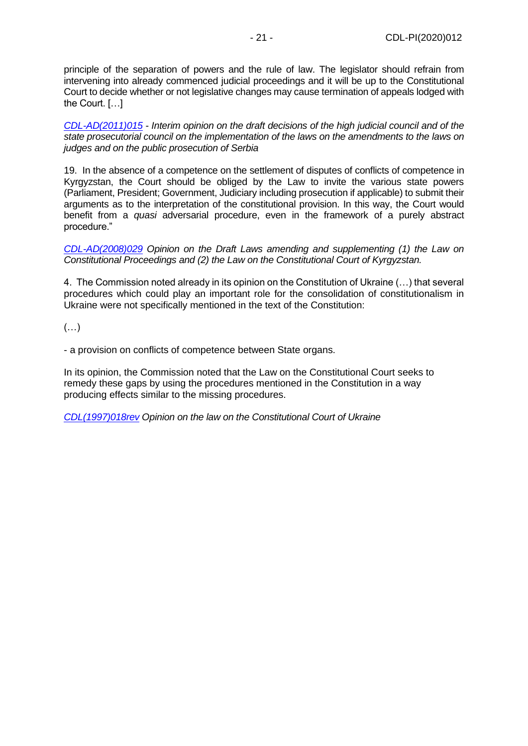principle of the separation of powers and the rule of law. The legislator should refrain from intervening into already commenced judicial proceedings and it will be up to the Constitutional Court to decide whether or not legislative changes may cause termination of appeals lodged with the Court. […]

*CDL-AD(2011)015 - Interim opinion on the draft decisions of the high judicial council and of the state prosecutorial council on the implementation of the laws on the amendments to the laws on judges and on the public prosecution of Serbia*

19. In the absence of a competence on the settlement of disputes of conflicts of competence in Kyrgyzstan, the Court should be obliged by the Law to invite the various state powers (Parliament, President; Government, Judiciary including prosecution if applicable) to submit their arguments as to the interpretation of the constitutional provision. In this way, the Court would benefit from a *quasi* adversarial procedure, even in the framework of a purely abstract procedure."

*CDL-AD(2008)029 Opinion on the Draft Laws amending and supplementing (1) the Law on Constitutional Proceedings and (2) the Law on the Constitutional Court of Kyrgyzstan.*

4. The Commission noted already in its opinion on the Constitution of Ukraine (…) that several procedures which could play an important role for the consolidation of constitutionalism in Ukraine were not specifically mentioned in the text of the Constitution:

(…)

- a provision on conflicts of competence between State organs.

In its opinion, the Commission noted that the Law on the Constitutional Court seeks to remedy these gaps by using the procedures mentioned in the Constitution in a way producing effects similar to the missing procedures.

*CDL(1997)018rev Opinion on the law on the Constitutional Court of Ukraine*